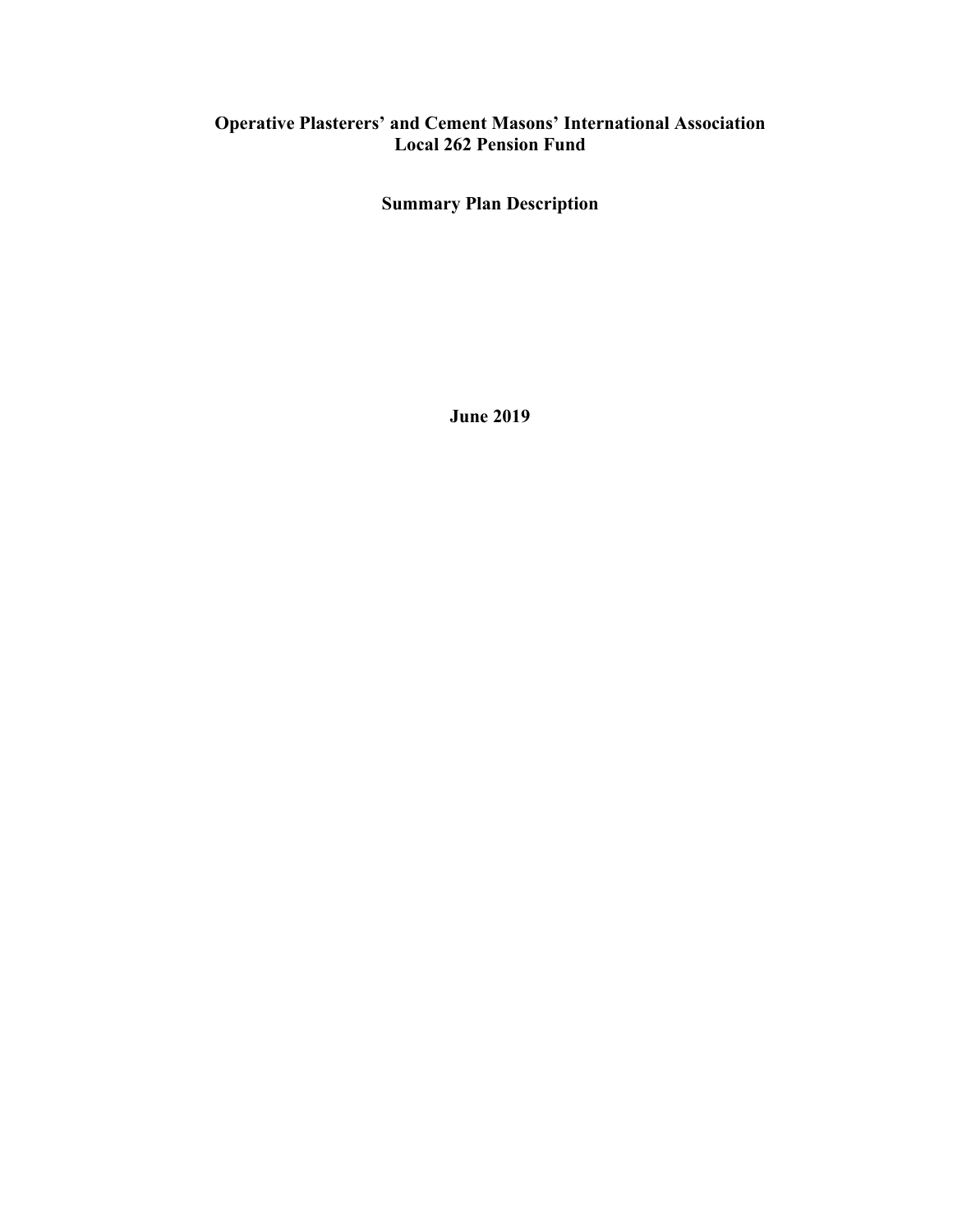# Operative Plasterers' and Cement Masons' International Association Local 262 Pension Fund

## Summary Plan Description

**June 2019**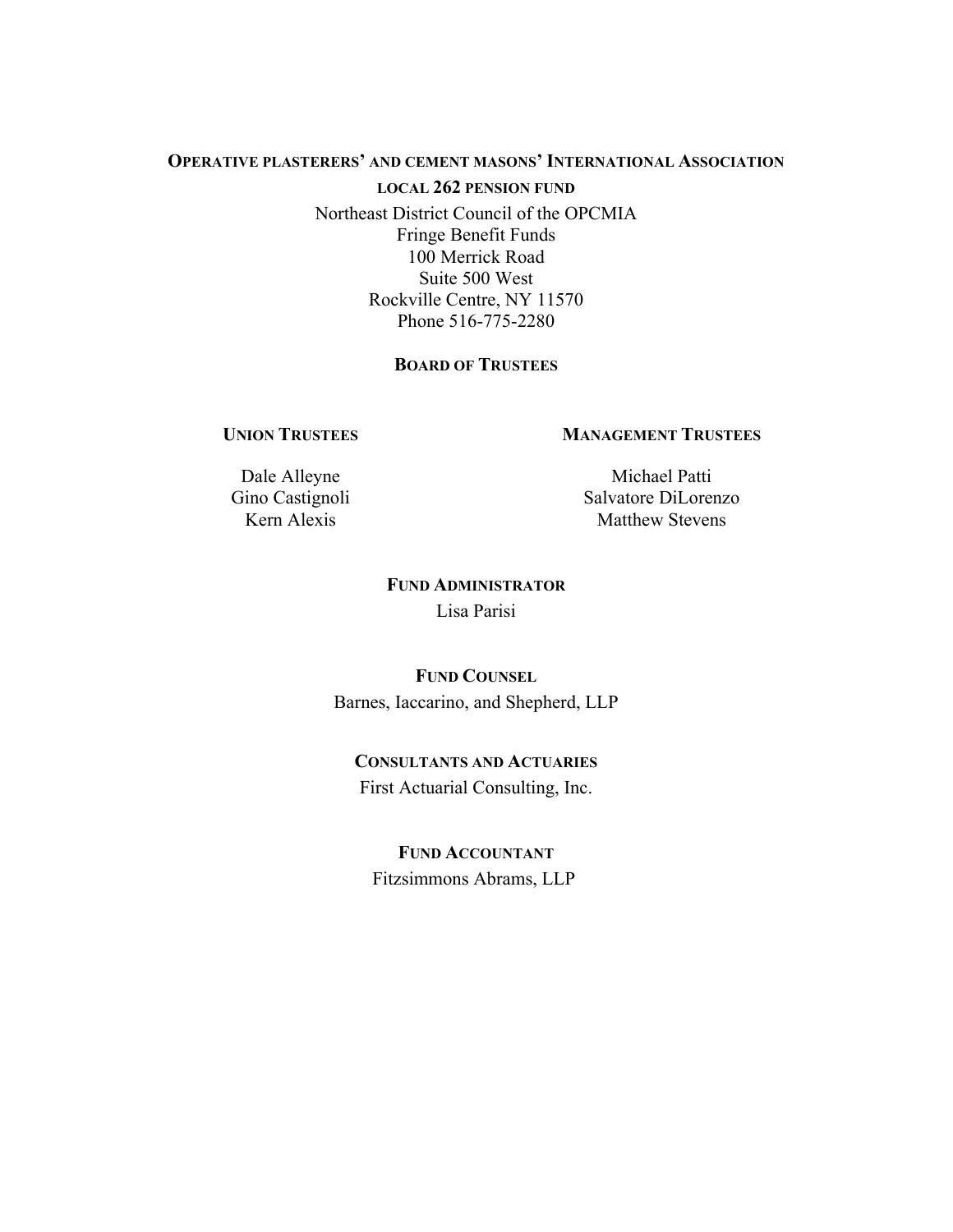**OPERATIVE PLASTERERS' AND CEMENT MASONS' INTERNATIONAL ASSOCIATION**

**LOCAL 262 PENSION FUND**

Northeast District Council of the OPCMIA
Fringe Benefit Funds
100 Merrick Road
Suite 500 West
Rockville Centre, NY 11570
Phone 516-775-2280

## BOARD OF TRUSTEES

| UNION TRUSTEES | MANAGEMENT TRUSTEES |
| --- | --- |
| Dale Alleyne | Michael Patti |
| Gino Castignoli | Salvatore DiLorenzo |
| Kern Alexis | Matthew Stevens |

**FUND ADMINISTRATOR**

Lisa Parisi

**FUND COUNSEL**

Barnes, Iaccarino, and Shepherd, LLP

**CONSULTANTS AND ACTUARIES**

First Actuarial Consulting, Inc.

**FUND ACCOUNTANT**

Fitzsimmons Abrams, LLP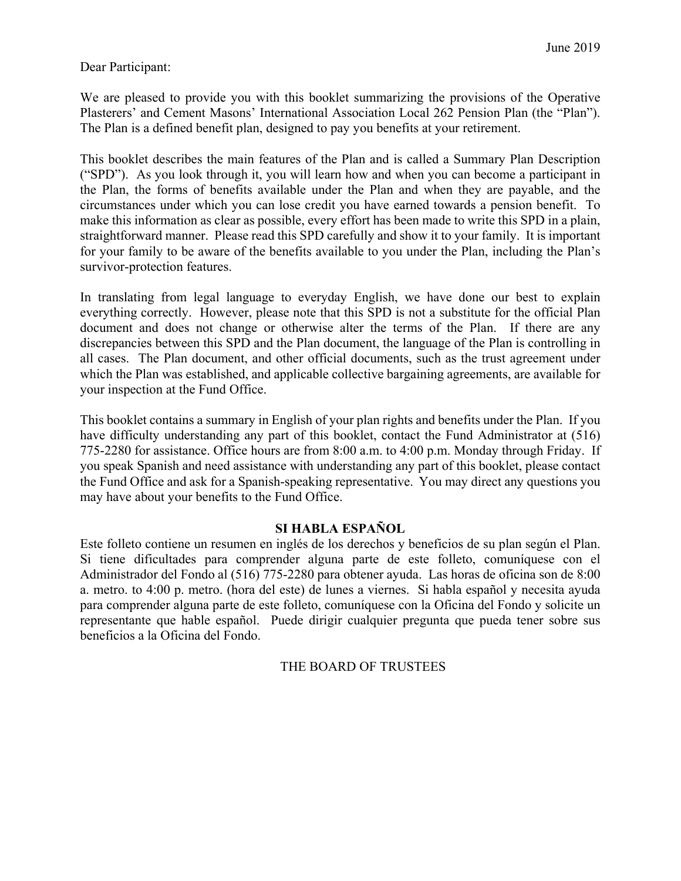June 2019

Dear Participant:

We are pleased to provide you with this booklet summarizing the provisions of the Operative Plasterers' and Cement Masons' International Association Local 262 Pension Plan (the "Plan"). The Plan is a defined benefit plan, designed to pay you benefits at your retirement.

This booklet describes the main features of the Plan and is called a Summary Plan Description ("SPD"). As you look through it, you will learn how and when you can become a participant in the Plan, the forms of benefits available under the Plan and when they are payable, and the circumstances under which you can lose credit you have earned towards a pension benefit. To make this information as clear as possible, every effort has been made to write this SPD in a plain, straightforward manner. Please read this SPD carefully and show it to your family. It is important for your family to be aware of the benefits available to you under the Plan, including the Plan's survivor-protection features.

In translating from legal language to everyday English, we have done our best to explain everything correctly. However, please note that this SPD is not a substitute for the official Plan document and does not change or otherwise alter the terms of the Plan. If there are any discrepancies between this SPD and the Plan document, the language of the Plan is controlling in all cases. The Plan document, and other official documents, such as the trust agreement under which the Plan was established, and applicable collective bargaining agreements, are available for your inspection at the Fund Office.

This booklet contains a summary in English of your plan rights and benefits under the Plan. If you have difficulty understanding any part of this booklet, contact the Fund Administrator at (516) 775-2280 for assistance. Office hours are from 8:00 a.m. to 4:00 p.m. Monday through Friday. If you speak Spanish and need assistance with understanding any part of this booklet, please contact the Fund Office and ask for a Spanish-speaking representative. You may direct any questions you may have about your benefits to the Fund Office.

**SI HABLA ESPAÑOL**

Este folleto contiene un resumen en inglés de los derechos y beneficios de su plan según el Plan. Si tiene dificultades para comprender alguna parte de este folleto, comuníquese con el Administrador del Fondo al (516) 775-2280 para obtener ayuda. Las horas de oficina son de 8:00 a. metro. to 4:00 p. metro. (hora del este) de lunes a viernes. Si habla español y necesita ayuda para comprender alguna parte de este folleto, comuníquese con la Oficina del Fondo y solicite un representante que hable español. Puede dirigir cualquier pregunta que pueda tener sobre sus beneficios a la Oficina del Fondo.

THE BOARD OF TRUSTEES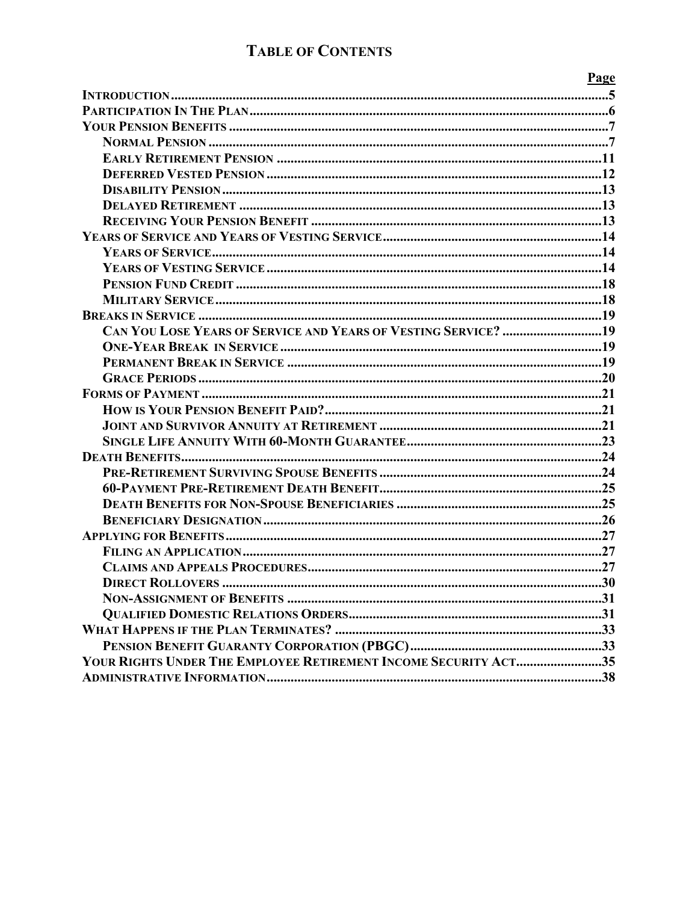# Table of Contents

| | Page |
|---|---|
| **Introduction** | 5 |
| **Participation In The Plan** | 6 |
| **Your Pension Benefits** | 7 |
| **Normal Pension** | 7 |
| **Early Retirement Pension** | 11 |
| **Deferred Vested Pension** | 12 |
| **Disability Pension** | 13 |
| **Delayed Retirement** | 13 |
| **Receiving Your Pension Benefit** | 13 |
| **Years of Service and Years of Vesting Service** | 14 |
| **Years of Service** | 14 |
| **Years of Vesting Service** | 14 |
| **Pension Fund Credit** | 18 |
| **Military Service** | 18 |
| **Breaks in Service** | 19 |
| **Can You Lose Years of Service and Years of Vesting Service?** | 19 |
| **One-Year Break in Service** | 19 |
| **Permanent Break in Service** | 19 |
| **Grace Periods** | 20 |
| **Forms of Payment** | 21 |
| **How is Your Pension Benefit Paid?** | 21 |
| **Joint and Survivor Annuity at Retirement** | 21 |
| **Single Life Annuity With 60-Month Guarantee** | 23 |
| **Death Benefits** | 24 |
| **Pre-Retirement Surviving Spouse Benefits** | 24 |
| **60-Payment Pre-Retirement Death Benefit** | 25 |
| **Death Benefits for Non-Spouse Beneficiaries** | 25 |
| **Beneficiary Designation** | 26 |
| **Applying for Benefits** | 27 |
| **Filing an Application** | 27 |
| **Claims and Appeals Procedures** | 27 |
| **Direct Rollovers** | 30 |
| **Non-Assignment of Benefits** | 31 |
| **Qualified Domestic Relations Orders** | 31 |
| **What Happens if the Plan Terminates?** | 33 |
| **Pension Benefit Guaranty Corporation (PBGC)** | 33 |
| **Your Rights Under The Employee Retirement Income Security Act** | 35 |
| **Administrative Information** | 38 |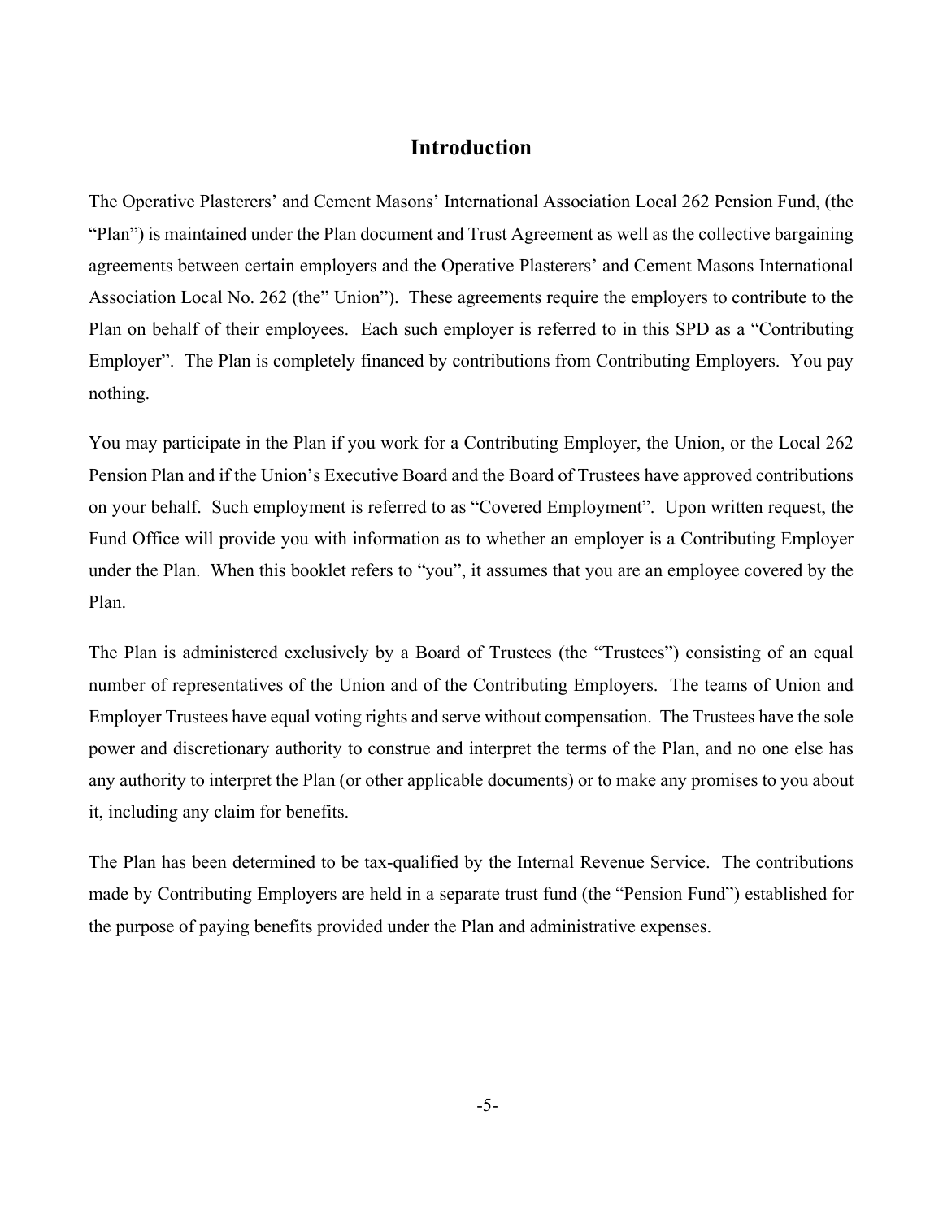# Introduction

The Operative Plasterers' and Cement Masons' International Association Local 262 Pension Fund, (the "Plan") is maintained under the Plan document and Trust Agreement as well as the collective bargaining agreements between certain employers and the Operative Plasterers' and Cement Masons International Association Local No. 262 (the" Union"). These agreements require the employers to contribute to the Plan on behalf of their employees. Each such employer is referred to in this SPD as a "Contributing Employer". The Plan is completely financed by contributions from Contributing Employers. You pay nothing.

You may participate in the Plan if you work for a Contributing Employer, the Union, or the Local 262 Pension Plan and if the Union's Executive Board and the Board of Trustees have approved contributions on your behalf. Such employment is referred to as "Covered Employment". Upon written request, the Fund Office will provide you with information as to whether an employer is a Contributing Employer under the Plan. When this booklet refers to "you", it assumes that you are an employee covered by the Plan.

The Plan is administered exclusively by a Board of Trustees (the "Trustees") consisting of an equal number of representatives of the Union and of the Contributing Employers. The teams of Union and Employer Trustees have equal voting rights and serve without compensation. The Trustees have the sole power and discretionary authority to construe and interpret the terms of the Plan, and no one else has any authority to interpret the Plan (or other applicable documents) or to make any promises to you about it, including any claim for benefits.

The Plan has been determined to be tax-qualified by the Internal Revenue Service. The contributions made by Contributing Employers are held in a separate trust fund (the "Pension Fund") established for the purpose of paying benefits provided under the Plan and administrative expenses.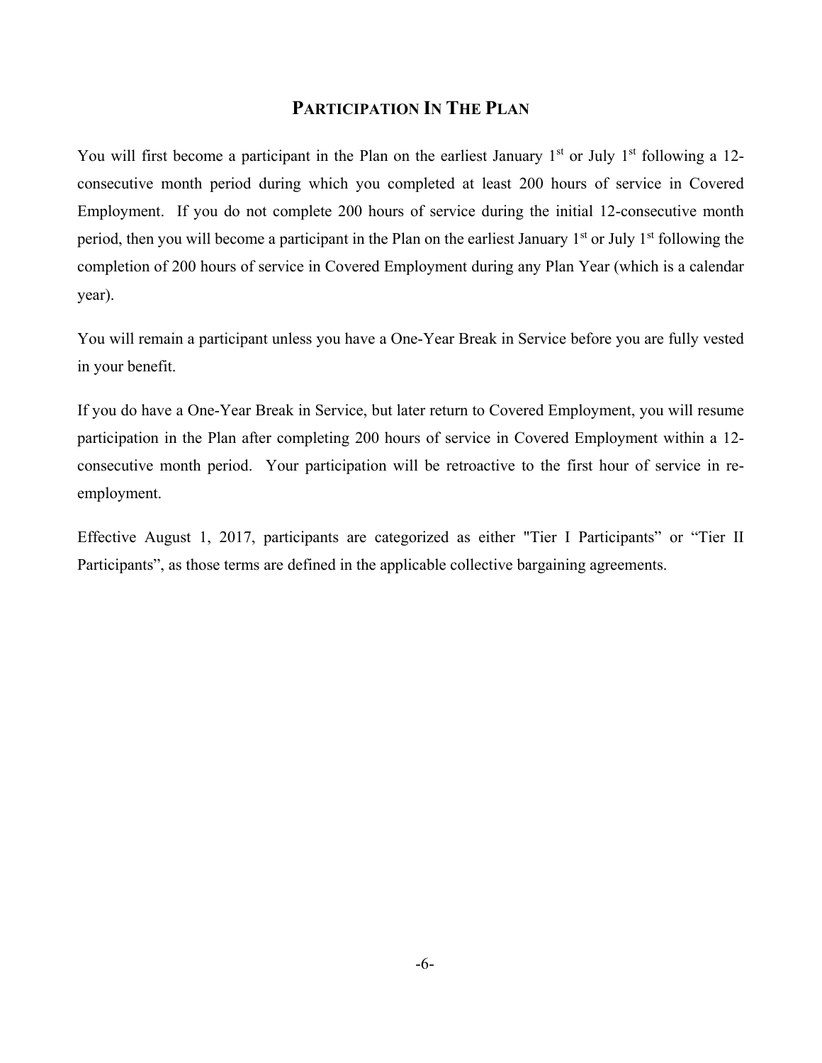## PARTICIPATION IN THE PLAN

You will first become a participant in the Plan on the earliest January 1st or July 1st following a 12-consecutive month period during which you completed at least 200 hours of service in Covered Employment. If you do not complete 200 hours of service during the initial 12-consecutive month period, then you will become a participant in the Plan on the earliest January 1st or July 1st following the completion of 200 hours of service in Covered Employment during any Plan Year (which is a calendar year).

You will remain a participant unless you have a One-Year Break in Service before you are fully vested in your benefit.

If you do have a One-Year Break in Service, but later return to Covered Employment, you will resume participation in the Plan after completing 200 hours of service in Covered Employment within a 12-consecutive month period. Your participation will be retroactive to the first hour of service in re-employment.

Effective August 1, 2017, participants are categorized as either "Tier I Participants" or "Tier II Participants", as those terms are defined in the applicable collective bargaining agreements.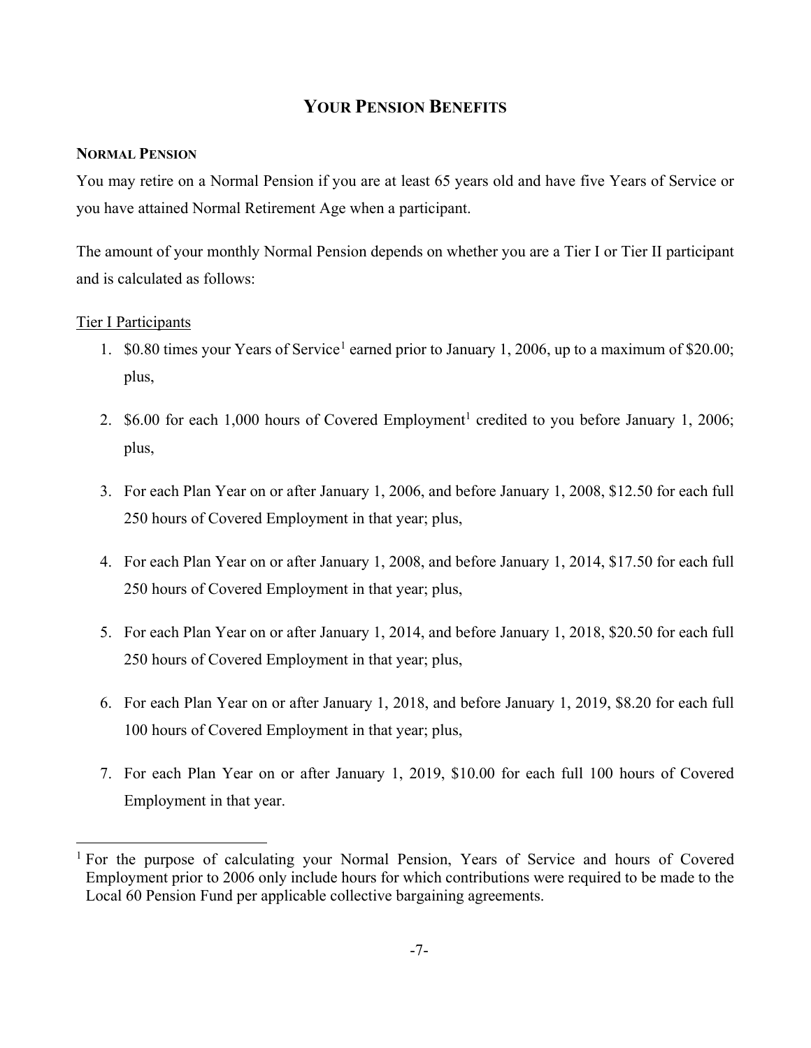# YOUR PENSION BENEFITS

## NORMAL PENSION

You may retire on a Normal Pension if you are at least 65 years old and have five Years of Service or you have attained Normal Retirement Age when a participant.

The amount of your monthly Normal Pension depends on whether you are a Tier I or Tier II participant and is calculated as follows:

Tier I Participants

1. $0.80 times your Years of Service[1] earned prior to January 1, 2006, up to a maximum of $20.00; plus,
2. $6.00 for each 1,000 hours of Covered Employment[1] credited to you before January 1, 2006; plus,
3. For each Plan Year on or after January 1, 2006, and before January 1, 2008, $12.50 for each full 250 hours of Covered Employment in that year; plus,
4. For each Plan Year on or after January 1, 2008, and before January 1, 2014, $17.50 for each full 250 hours of Covered Employment in that year; plus,
5. For each Plan Year on or after January 1, 2014, and before January 1, 2018, $20.50 for each full 250 hours of Covered Employment in that year; plus,
6. For each Plan Year on or after January 1, 2018, and before January 1, 2019, $8.20 for each full 100 hours of Covered Employment in that year; plus,
7. For each Plan Year on or after January 1, 2019, $10.00 for each full 100 hours of Covered Employment in that year.

---

[1] For the purpose of calculating your Normal Pension, Years of Service and hours of Covered Employment prior to 2006 only include hours for which contributions were required to be made to the Local 60 Pension Fund per applicable collective bargaining agreements.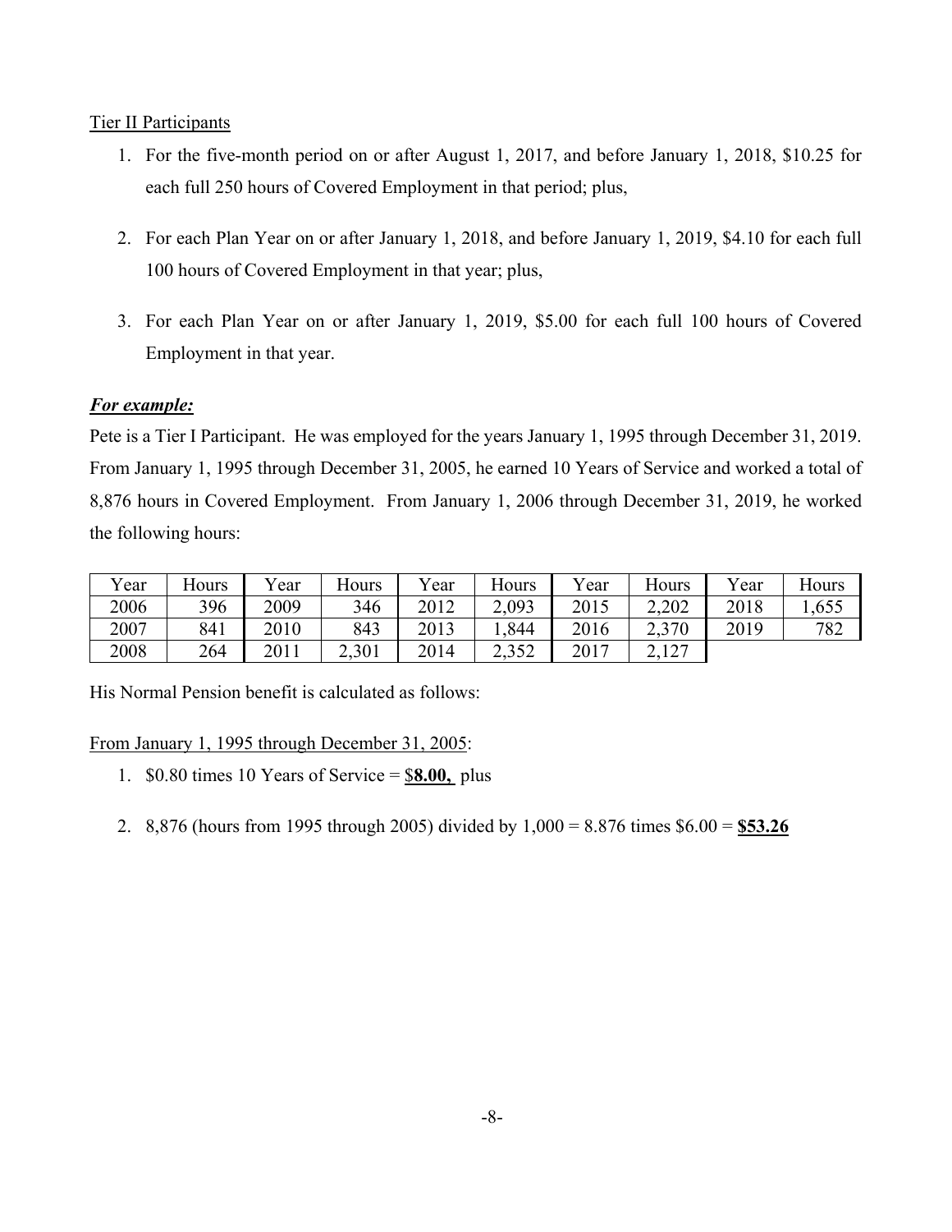Tier II Participants

1. For the five-month period on or after August 1, 2017, and before January 1, 2018, \$10.25 for each full 250 hours of Covered Employment in that period; plus,

2. For each Plan Year on or after January 1, 2018, and before January 1, 2019, \$4.10 for each full 100 hours of Covered Employment in that year; plus,

3. For each Plan Year on or after January 1, 2019, \$5.00 for each full 100 hours of Covered Employment in that year.

***For example:***

Pete is a Tier I Participant. He was employed for the years January 1, 1995 through December 31, 2019. From January 1, 1995 through December 31, 2005, he earned 10 Years of Service and worked a total of 8,876 hours in Covered Employment. From January 1, 2006 through December 31, 2019, he worked the following hours:

| Year | Hours | Year | Hours | Year | Hours | Year | Hours | Year | Hours |
|---|---|---|---|---|---|---|---|---|---|
| 2006 | 396 | 2009 | 346 | 2012 | 2,093 | 2015 | 2,202 | 2018 | 1,655 |
| 2007 | 841 | 2010 | 843 | 2013 | 1,844 | 2016 | 2,370 | 2019 | 782 |
| 2008 | 264 | 2011 | 2,301 | 2014 | 2,352 | 2017 | 2,127 | | |

His Normal Pension benefit is calculated as follows:

From January 1, 1995 through December 31, 2005:

1. \$0.80 times 10 Years of Service = <u>\$**8.00,**</u> plus

2. 8,876 (hours from 1995 through 2005) divided by 1,000 = 8.876 times \$6.00 = <u>**\$53.26**</u>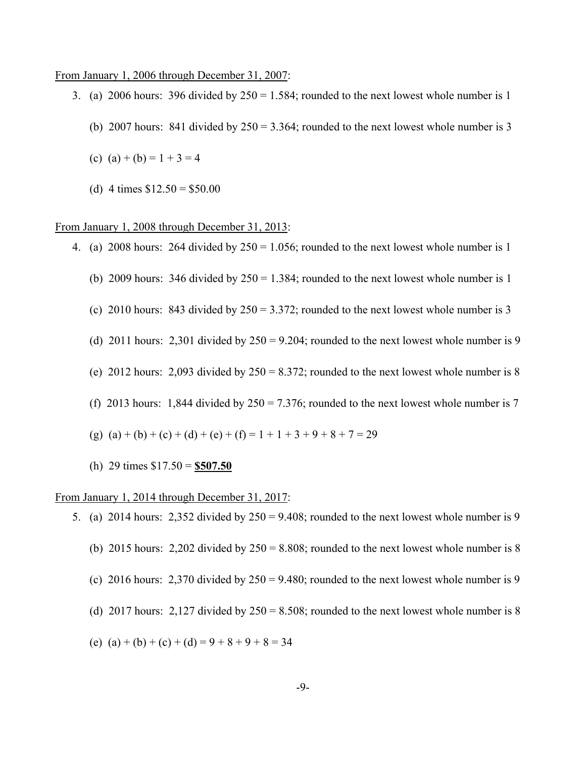<u>From January 1, 2006 through December 31, 2007</u>:

3. (a) 2006 hours: 396 divided by 250 = 1.584; rounded to the next lowest whole number is 1

   (b) 2007 hours: 841 divided by 250 = 3.364; rounded to the next lowest whole number is 3

   (c) (a) + (b) = 1 + 3 = 4

   (d) 4 times $12.50 = $50.00

<u>From January 1, 2008 through December 31, 2013</u>:

4. (a) 2008 hours: 264 divided by 250 = 1.056; rounded to the next lowest whole number is 1

   (b) 2009 hours: 346 divided by 250 = 1.384; rounded to the next lowest whole number is 1

   (c) 2010 hours: 843 divided by 250 = 3.372; rounded to the next lowest whole number is 3

   (d) 2011 hours: 2,301 divided by 250 = 9.204; rounded to the next lowest whole number is 9

   (e) 2012 hours: 2,093 divided by 250 = 8.372; rounded to the next lowest whole number is 8

   (f) 2013 hours: 1,844 divided by 250 = 7.376; rounded to the next lowest whole number is 7

   (g) (a) + (b) + (c) + (d) + (e) + (f) = 1 + 1 + 3 + 9 + 8 + 7 = 29

   (h) 29 times $17.50 = <u>**$507.50**</u>

<u>From January 1, 2014 through December 31, 2017</u>:

5. (a) 2014 hours: 2,352 divided by 250 = 9.408; rounded to the next lowest whole number is 9

   (b) 2015 hours: 2,202 divided by 250 = 8.808; rounded to the next lowest whole number is 8

   (c) 2016 hours: 2,370 divided by 250 = 9.480; rounded to the next lowest whole number is 9

   (d) 2017 hours: 2,127 divided by 250 = 8.508; rounded to the next lowest whole number is 8

   (e) (a) + (b) + (c) + (d) = 9 + 8 + 9 + 8 = 34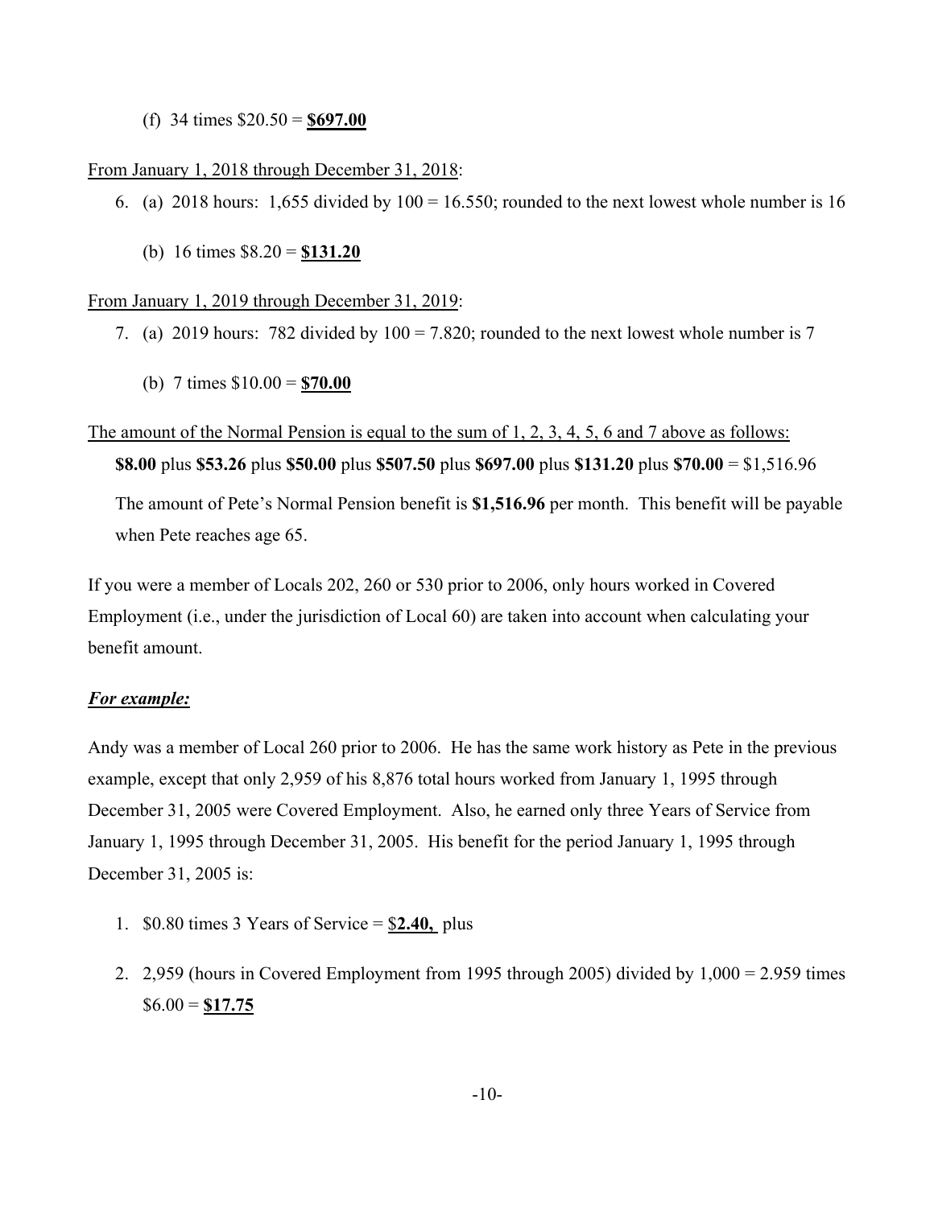(f) 34 times \$20.50 = <u>**\$697.00**</u>

<u>From January 1, 2018 through December 31, 2018</u>:

6. (a) 2018 hours: 1,655 divided by 100 = 16.550; rounded to the next lowest whole number is 16

   (b) 16 times \$8.20 = <u>**\$131.20**</u>

<u>From January 1, 2019 through December 31, 2019</u>:

7. (a) 2019 hours: 782 divided by 100 = 7.820; rounded to the next lowest whole number is 7

   (b) 7 times \$10.00 = <u>**\$70.00**</u>

<u>The amount of the Normal Pension is equal to the sum of 1, 2, 3, 4, 5, 6 and 7 above as follows:</u>

**\$8.00** plus **\$53.26** plus **\$50.00** plus **\$507.50** plus **\$697.00** plus **\$131.20** plus **\$70.00** = \$1,516.96

The amount of Pete's Normal Pension benefit is **\$1,516.96** per month. This benefit will be payable when Pete reaches age 65.

If you were a member of Locals 202, 260 or 530 prior to 2006, only hours worked in Covered Employment (i.e., under the jurisdiction of Local 60) are taken into account when calculating your benefit amount.

***<u>For example:</u>***

Andy was a member of Local 260 prior to 2006. He has the same work history as Pete in the previous example, except that only 2,959 of his 8,876 total hours worked from January 1, 1995 through December 31, 2005 were Covered Employment. Also, he earned only three Years of Service from January 1, 1995 through December 31, 2005. His benefit for the period January 1, 1995 through December 31, 2005 is:

1. \$0.80 times 3 Years of Service = <u>\$**2.40,**</u> plus

2. 2,959 (hours in Covered Employment from 1995 through 2005) divided by 1,000 = 2.959 times \$6.00 = <u>**\$17.75**</u>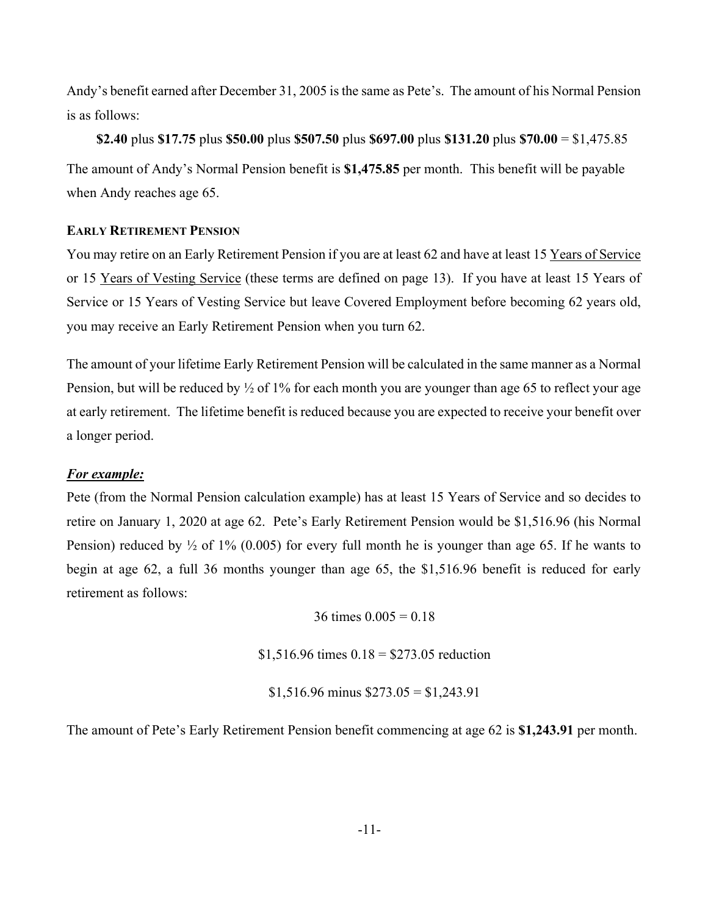Andy's benefit earned after December 31, 2005 is the same as Pete's. The amount of his Normal Pension is as follows:

**$2.40** plus **$17.75** plus **$50.00** plus **$507.50** plus **$697.00** plus **$131.20** plus **$70.00** = $1,475.85

The amount of Andy's Normal Pension benefit is **$1,475.85** per month. This benefit will be payable when Andy reaches age 65.

### EARLY RETIREMENT PENSION

You may retire on an Early Retirement Pension if you are at least 62 and have at least 15 Years of Service or 15 Years of Vesting Service (these terms are defined on page 13). If you have at least 15 Years of Service or 15 Years of Vesting Service but leave Covered Employment before becoming 62 years old, you may receive an Early Retirement Pension when you turn 62.

The amount of your lifetime Early Retirement Pension will be calculated in the same manner as a Normal Pension, but will be reduced by ½ of 1% for each month you are younger than age 65 to reflect your age at early retirement. The lifetime benefit is reduced because you are expected to receive your benefit over a longer period.

***For example:***

Pete (from the Normal Pension calculation example) has at least 15 Years of Service and so decides to retire on January 1, 2020 at age 62. Pete's Early Retirement Pension would be $1,516.96 (his Normal Pension) reduced by ½ of 1% (0.005) for every full month he is younger than age 65. If he wants to begin at age 62, a full 36 months younger than age 65, the $1,516.96 benefit is reduced for early retirement as follows:

36 times 0.005 = 0.18

$1,516.96 times 0.18 = $273.05 reduction

$1,516.96 minus $273.05 = $1,243.91

The amount of Pete's Early Retirement Pension benefit commencing at age 62 is **$1,243.91** per month.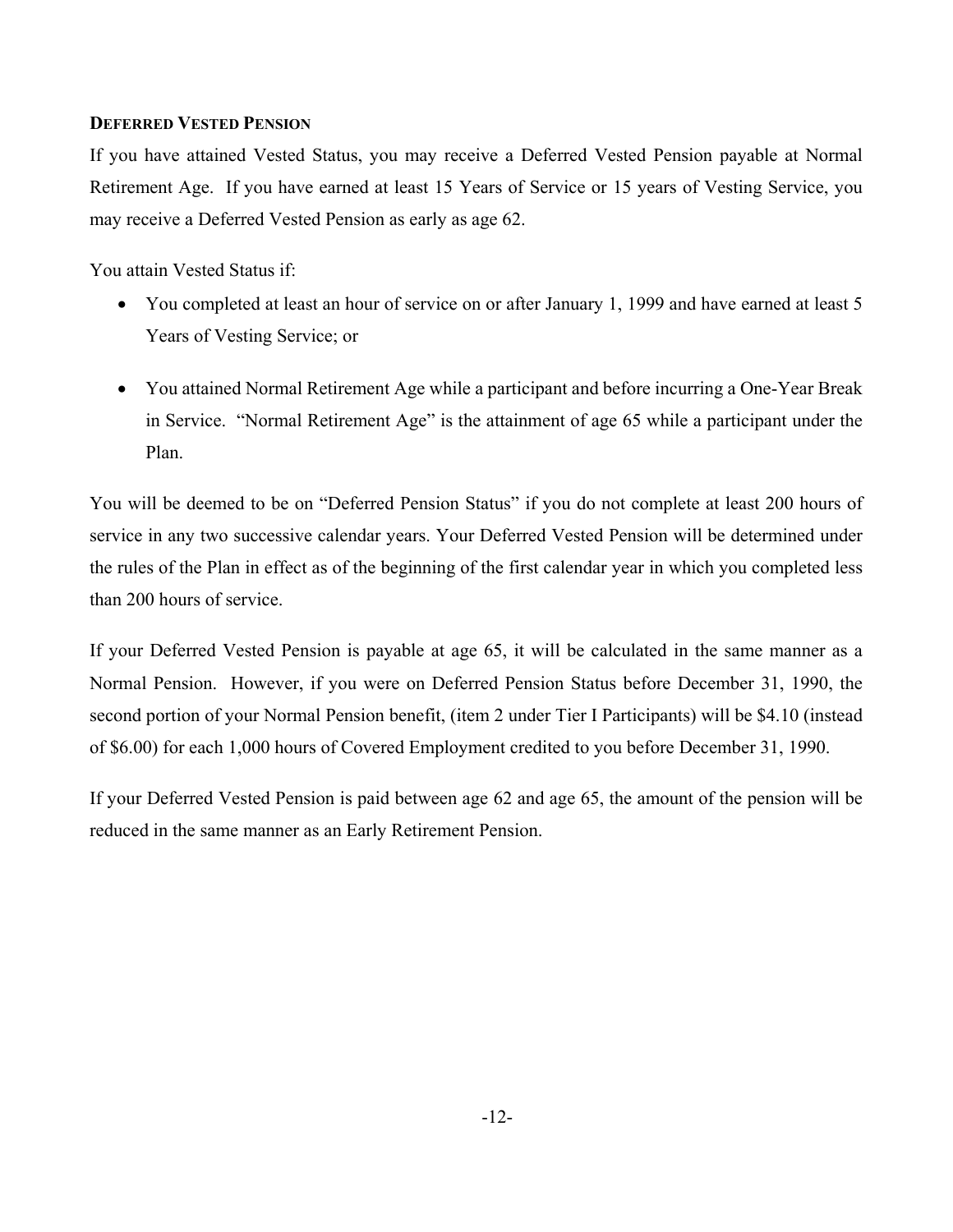### DEFERRED VESTED PENSION

If you have attained Vested Status, you may receive a Deferred Vested Pension payable at Normal Retirement Age. If you have earned at least 15 Years of Service or 15 years of Vesting Service, you may receive a Deferred Vested Pension as early as age 62.

You attain Vested Status if:

- You completed at least an hour of service on or after January 1, 1999 and have earned at least 5 Years of Vesting Service; or
- You attained Normal Retirement Age while a participant and before incurring a One-Year Break in Service. "Normal Retirement Age" is the attainment of age 65 while a participant under the Plan.

You will be deemed to be on "Deferred Pension Status" if you do not complete at least 200 hours of service in any two successive calendar years. Your Deferred Vested Pension will be determined under the rules of the Plan in effect as of the beginning of the first calendar year in which you completed less than 200 hours of service.

If your Deferred Vested Pension is payable at age 65, it will be calculated in the same manner as a Normal Pension. However, if you were on Deferred Pension Status before December 31, 1990, the second portion of your Normal Pension benefit, (item 2 under Tier I Participants) will be $4.10 (instead of $6.00) for each 1,000 hours of Covered Employment credited to you before December 31, 1990.

If your Deferred Vested Pension is paid between age 62 and age 65, the amount of the pension will be reduced in the same manner as an Early Retirement Pension.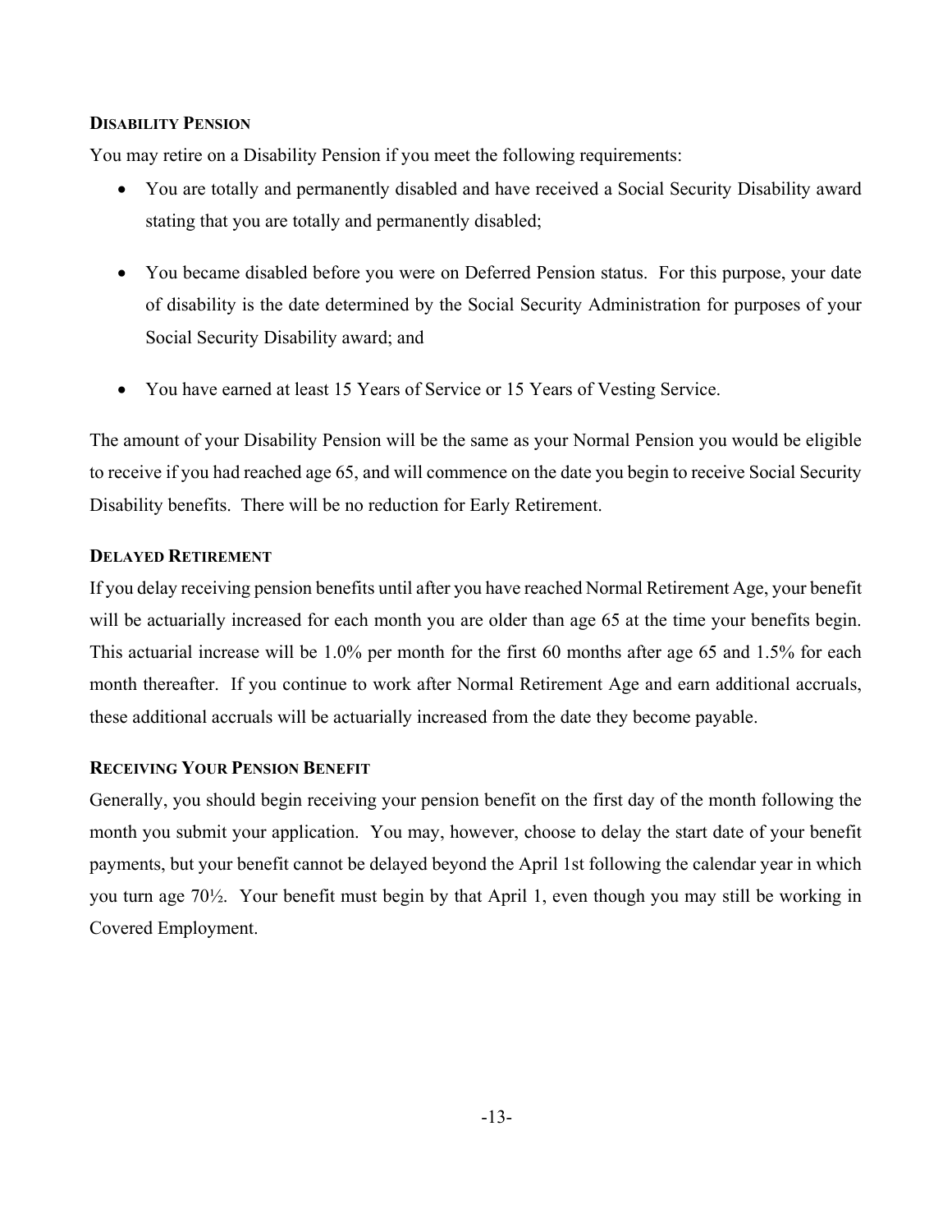## Disability Pension

You may retire on a Disability Pension if you meet the following requirements:

- You are totally and permanently disabled and have received a Social Security Disability award stating that you are totally and permanently disabled;
- You became disabled before you were on Deferred Pension status. For this purpose, your date of disability is the date determined by the Social Security Administration for purposes of your Social Security Disability award; and
- You have earned at least 15 Years of Service or 15 Years of Vesting Service.

The amount of your Disability Pension will be the same as your Normal Pension you would be eligible to receive if you had reached age 65, and will commence on the date you begin to receive Social Security Disability benefits. There will be no reduction for Early Retirement.

## Delayed Retirement

If you delay receiving pension benefits until after you have reached Normal Retirement Age, your benefit will be actuarially increased for each month you are older than age 65 at the time your benefits begin. This actuarial increase will be 1.0% per month for the first 60 months after age 65 and 1.5% for each month thereafter. If you continue to work after Normal Retirement Age and earn additional accruals, these additional accruals will be actuarially increased from the date they become payable.

## Receiving Your Pension Benefit

Generally, you should begin receiving your pension benefit on the first day of the month following the month you submit your application. You may, however, choose to delay the start date of your benefit payments, but your benefit cannot be delayed beyond the April 1st following the calendar year in which you turn age 70½. Your benefit must begin by that April 1, even though you may still be working in Covered Employment.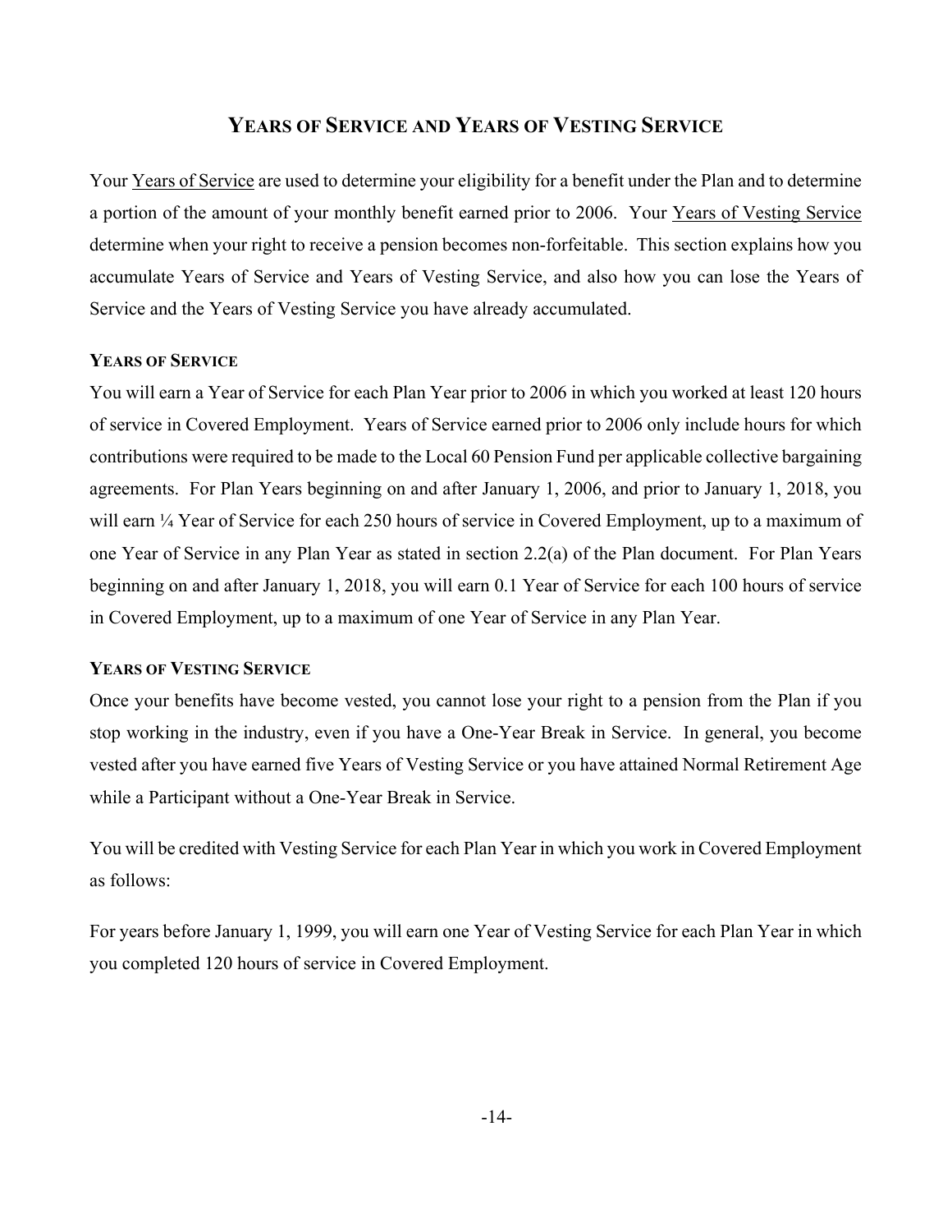## YEARS OF SERVICE AND YEARS OF VESTING SERVICE

Your Years of Service are used to determine your eligibility for a benefit under the Plan and to determine a portion of the amount of your monthly benefit earned prior to 2006. Your Years of Vesting Service determine when your right to receive a pension becomes non-forfeitable. This section explains how you accumulate Years of Service and Years of Vesting Service, and also how you can lose the Years of Service and the Years of Vesting Service you have already accumulated.

### YEARS OF SERVICE

You will earn a Year of Service for each Plan Year prior to 2006 in which you worked at least 120 hours of service in Covered Employment. Years of Service earned prior to 2006 only include hours for which contributions were required to be made to the Local 60 Pension Fund per applicable collective bargaining agreements. For Plan Years beginning on and after January 1, 2006, and prior to January 1, 2018, you will earn ¼ Year of Service for each 250 hours of service in Covered Employment, up to a maximum of one Year of Service in any Plan Year as stated in section 2.2(a) of the Plan document. For Plan Years beginning on and after January 1, 2018, you will earn 0.1 Year of Service for each 100 hours of service in Covered Employment, up to a maximum of one Year of Service in any Plan Year.

### YEARS OF VESTING SERVICE

Once your benefits have become vested, you cannot lose your right to a pension from the Plan if you stop working in the industry, even if you have a One-Year Break in Service. In general, you become vested after you have earned five Years of Vesting Service or you have attained Normal Retirement Age while a Participant without a One-Year Break in Service.

You will be credited with Vesting Service for each Plan Year in which you work in Covered Employment as follows:

For years before January 1, 1999, you will earn one Year of Vesting Service for each Plan Year in which you completed 120 hours of service in Covered Employment.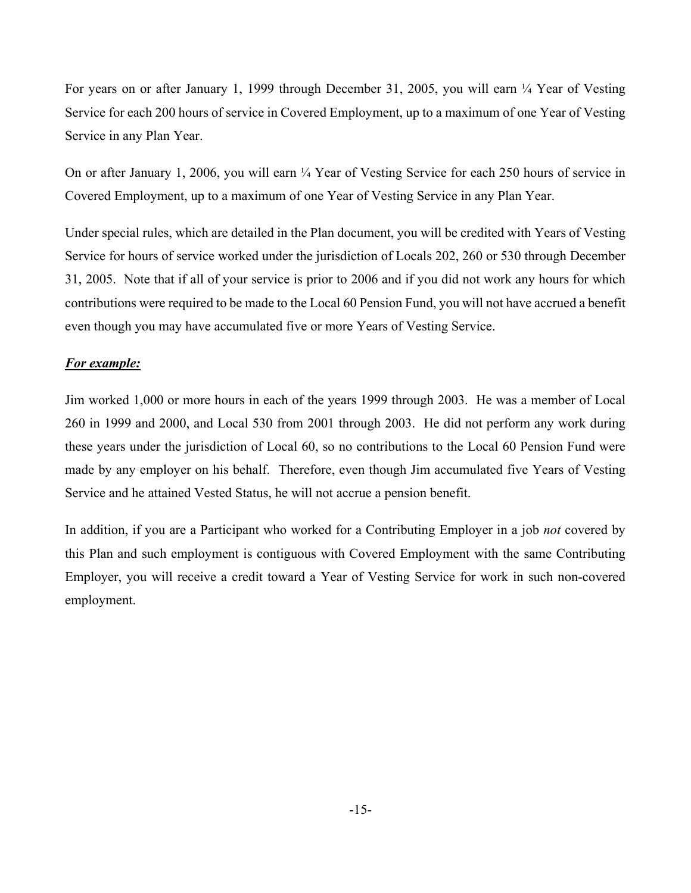For years on or after January 1, 1999 through December 31, 2005, you will earn ¼ Year of Vesting Service for each 200 hours of service in Covered Employment, up to a maximum of one Year of Vesting Service in any Plan Year.

On or after January 1, 2006, you will earn ¼ Year of Vesting Service for each 250 hours of service in Covered Employment, up to a maximum of one Year of Vesting Service in any Plan Year.

Under special rules, which are detailed in the Plan document, you will be credited with Years of Vesting Service for hours of service worked under the jurisdiction of Locals 202, 260 or 530 through December 31, 2005. Note that if all of your service is prior to 2006 and if you did not work any hours for which contributions were required to be made to the Local 60 Pension Fund, you will not have accrued a benefit even though you may have accumulated five or more Years of Vesting Service.

***For example:***

Jim worked 1,000 or more hours in each of the years 1999 through 2003. He was a member of Local 260 in 1999 and 2000, and Local 530 from 2001 through 2003. He did not perform any work during these years under the jurisdiction of Local 60, so no contributions to the Local 60 Pension Fund were made by any employer on his behalf. Therefore, even though Jim accumulated five Years of Vesting Service and he attained Vested Status, he will not accrue a pension benefit.

In addition, if you are a Participant who worked for a Contributing Employer in a job *not* covered by this Plan and such employment is contiguous with Covered Employment with the same Contributing Employer, you will receive a credit toward a Year of Vesting Service for work in such non-covered employment.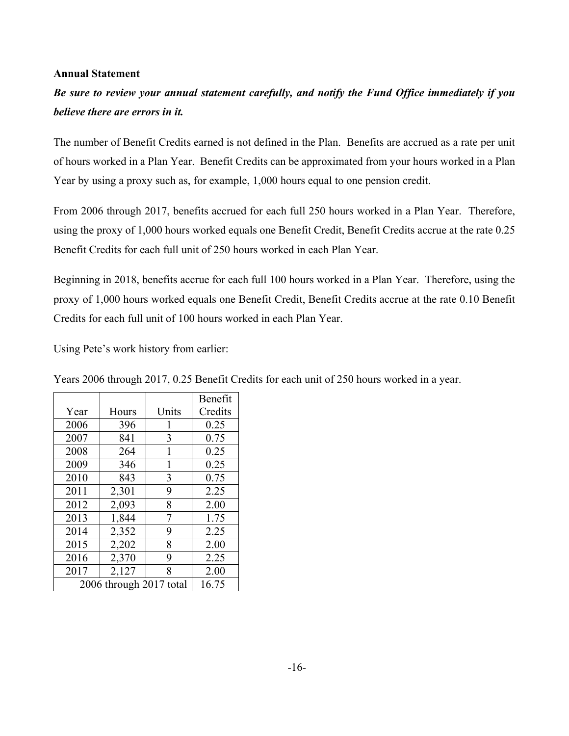**Annual Statement**

***Be sure to review your annual statement carefully, and notify the Fund Office immediately if you believe there are errors in it.***

The number of Benefit Credits earned is not defined in the Plan. Benefits are accrued as a rate per unit of hours worked in a Plan Year. Benefit Credits can be approximated from your hours worked in a Plan Year by using a proxy such as, for example, 1,000 hours equal to one pension credit.

From 2006 through 2017, benefits accrued for each full 250 hours worked in a Plan Year. Therefore, using the proxy of 1,000 hours worked equals one Benefit Credit, Benefit Credits accrue at the rate 0.25 Benefit Credits for each full unit of 250 hours worked in each Plan Year.

Beginning in 2018, benefits accrue for each full 100 hours worked in a Plan Year. Therefore, using the proxy of 1,000 hours worked equals one Benefit Credit, Benefit Credits accrue at the rate 0.10 Benefit Credits for each full unit of 100 hours worked in each Plan Year.

Using Pete's work history from earlier:

Years 2006 through 2017, 0.25 Benefit Credits for each unit of 250 hours worked in a year.

| Year | Hours | Units | Benefit Credits |
|---|---|---|---|
| 2006 | 396 | 1 | 0.25 |
| 2007 | 841 | 3 | 0.75 |
| 2008 | 264 | 1 | 0.25 |
| 2009 | 346 | 1 | 0.25 |
| 2010 | 843 | 3 | 0.75 |
| 2011 | 2,301 | 9 | 2.25 |
| 2012 | 2,093 | 8 | 2.00 |
| 2013 | 1,844 | 7 | 1.75 |
| 2014 | 2,352 | 9 | 2.25 |
| 2015 | 2,202 | 8 | 2.00 |
| 2016 | 2,370 | 9 | 2.25 |
| 2017 | 2,127 | 8 | 2.00 |
| 2006 through 2017 total | | | 16.75 |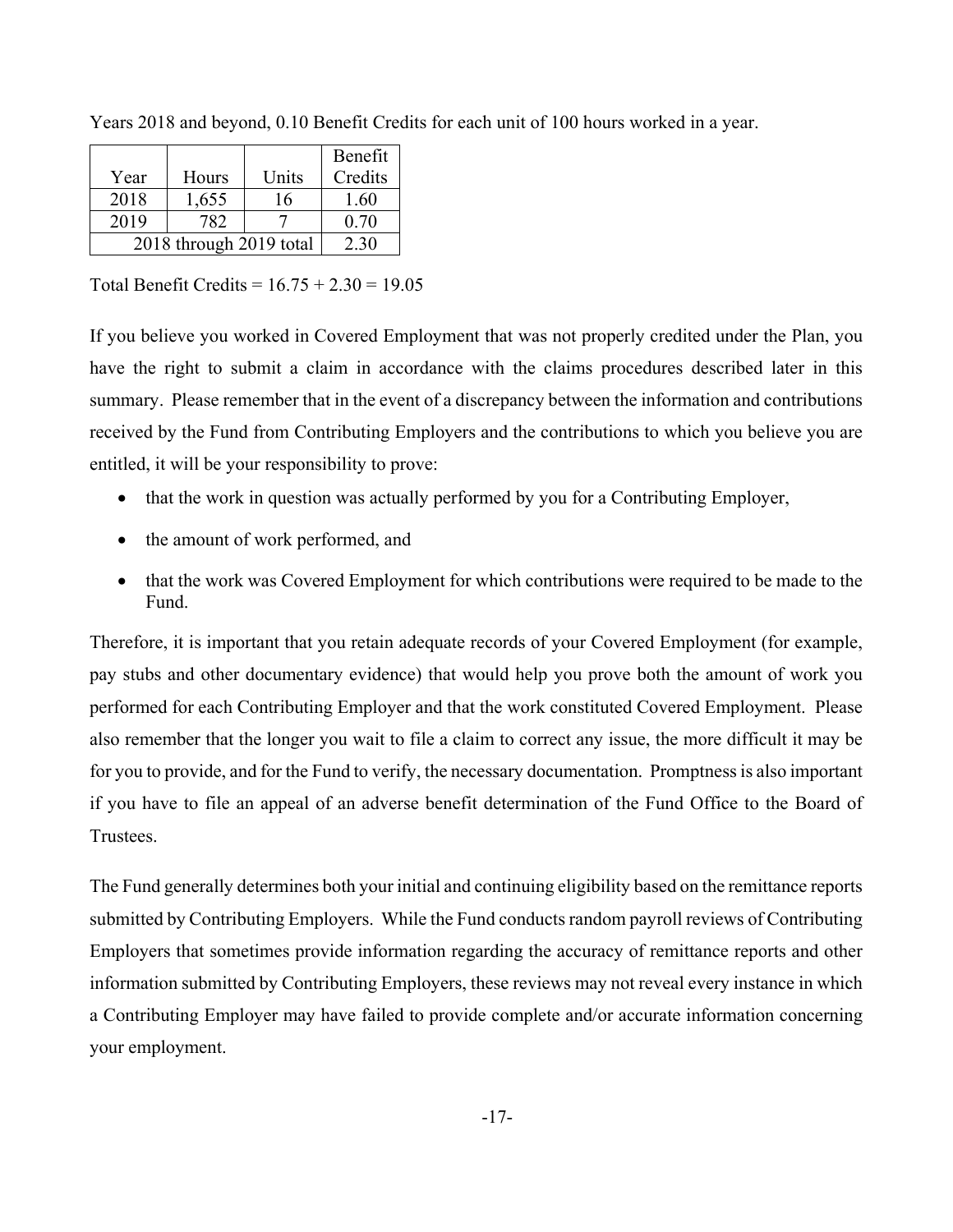Years 2018 and beyond, 0.10 Benefit Credits for each unit of 100 hours worked in a year.

| Year | Hours | Units | Benefit Credits |
|---|---|---|---|
| 2018 | 1,655 | 16 | 1.60 |
| 2019 | 782 | 7 | 0.70 |
| 2018 through 2019 total | | | 2.30 |

Total Benefit Credits = 16.75 + 2.30 = 19.05

If you believe you worked in Covered Employment that was not properly credited under the Plan, you have the right to submit a claim in accordance with the claims procedures described later in this summary. Please remember that in the event of a discrepancy between the information and contributions received by the Fund from Contributing Employers and the contributions to which you believe you are entitled, it will be your responsibility to prove:

- that the work in question was actually performed by you for a Contributing Employer,
- the amount of work performed, and
- that the work was Covered Employment for which contributions were required to be made to the Fund.

Therefore, it is important that you retain adequate records of your Covered Employment (for example, pay stubs and other documentary evidence) that would help you prove both the amount of work you performed for each Contributing Employer and that the work constituted Covered Employment. Please also remember that the longer you wait to file a claim to correct any issue, the more difficult it may be for you to provide, and for the Fund to verify, the necessary documentation. Promptness is also important if you have to file an appeal of an adverse benefit determination of the Fund Office to the Board of Trustees.

The Fund generally determines both your initial and continuing eligibility based on the remittance reports submitted by Contributing Employers. While the Fund conducts random payroll reviews of Contributing Employers that sometimes provide information regarding the accuracy of remittance reports and other information submitted by Contributing Employers, these reviews may not reveal every instance in which a Contributing Employer may have failed to provide complete and/or accurate information concerning your employment.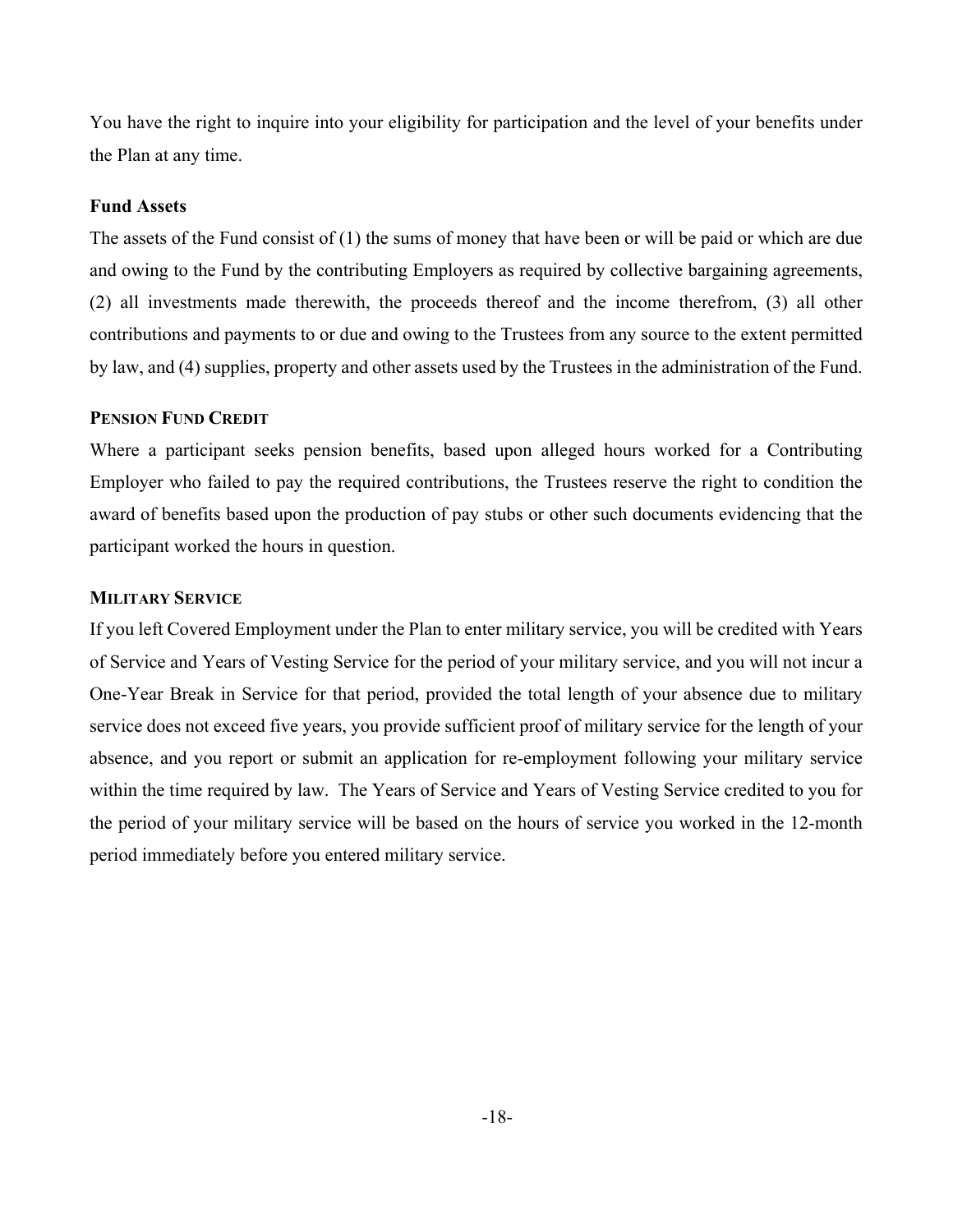You have the right to inquire into your eligibility for participation and the level of your benefits under the Plan at any time.

**Fund Assets**

The assets of the Fund consist of (1) the sums of money that have been or will be paid or which are due and owing to the Fund by the contributing Employers as required by collective bargaining agreements, (2) all investments made therewith, the proceeds thereof and the income therefrom, (3) all other contributions and payments to or due and owing to the Trustees from any source to the extent permitted by law, and (4) supplies, property and other assets used by the Trustees in the administration of the Fund.

**PENSION FUND CREDIT**

Where a participant seeks pension benefits, based upon alleged hours worked for a Contributing Employer who failed to pay the required contributions, the Trustees reserve the right to condition the award of benefits based upon the production of pay stubs or other such documents evidencing that the participant worked the hours in question.

**MILITARY SERVICE**

If you left Covered Employment under the Plan to enter military service, you will be credited with Years of Service and Years of Vesting Service for the period of your military service, and you will not incur a One-Year Break in Service for that period, provided the total length of your absence due to military service does not exceed five years, you provide sufficient proof of military service for the length of your absence, and you report or submit an application for re-employment following your military service within the time required by law. The Years of Service and Years of Vesting Service credited to you for the period of your military service will be based on the hours of service you worked in the 12-month period immediately before you entered military service.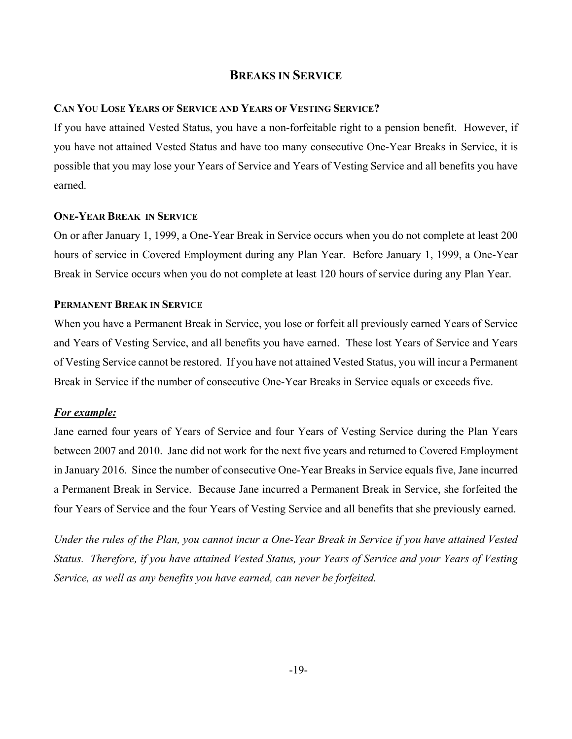## BREAKS IN SERVICE

### CAN YOU LOSE YEARS OF SERVICE AND YEARS OF VESTING SERVICE?

If you have attained Vested Status, you have a non-forfeitable right to a pension benefit. However, if you have not attained Vested Status and have too many consecutive One-Year Breaks in Service, it is possible that you may lose your Years of Service and Years of Vesting Service and all benefits you have earned.

### ONE-YEAR BREAK IN SERVICE

On or after January 1, 1999, a One-Year Break in Service occurs when you do not complete at least 200 hours of service in Covered Employment during any Plan Year. Before January 1, 1999, a One-Year Break in Service occurs when you do not complete at least 120 hours of service during any Plan Year.

### PERMANENT BREAK IN SERVICE

When you have a Permanent Break in Service, you lose or forfeit all previously earned Years of Service and Years of Vesting Service, and all benefits you have earned. These lost Years of Service and Years of Vesting Service cannot be restored. If you have not attained Vested Status, you will incur a Permanent Break in Service if the number of consecutive One-Year Breaks in Service equals or exceeds five.

***For example:***

Jane earned four years of Years of Service and four Years of Vesting Service during the Plan Years between 2007 and 2010. Jane did not work for the next five years and returned to Covered Employment in January 2016. Since the number of consecutive One-Year Breaks in Service equals five, Jane incurred a Permanent Break in Service. Because Jane incurred a Permanent Break in Service, she forfeited the four Years of Service and the four Years of Vesting Service and all benefits that she previously earned.

*Under the rules of the Plan, you cannot incur a One-Year Break in Service if you have attained Vested Status. Therefore, if you have attained Vested Status, your Years of Service and your Years of Vesting Service, as well as any benefits you have earned, can never be forfeited.*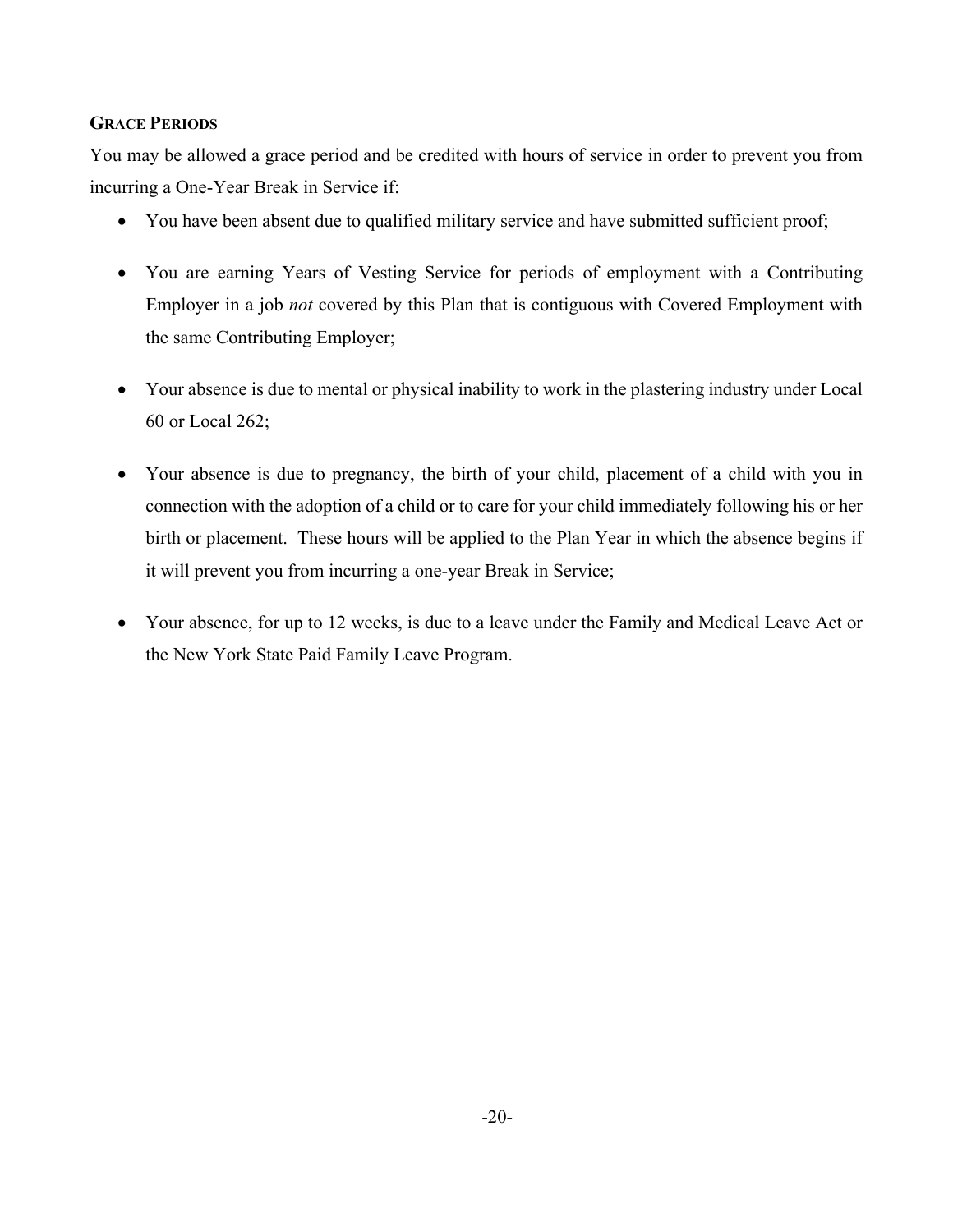**GRACE PERIODS**

You may be allowed a grace period and be credited with hours of service in order to prevent you from incurring a One-Year Break in Service if:

- You have been absent due to qualified military service and have submitted sufficient proof;
- You are earning Years of Vesting Service for periods of employment with a Contributing Employer in a job *not* covered by this Plan that is contiguous with Covered Employment with the same Contributing Employer;
- Your absence is due to mental or physical inability to work in the plastering industry under Local 60 or Local 262;
- Your absence is due to pregnancy, the birth of your child, placement of a child with you in connection with the adoption of a child or to care for your child immediately following his or her birth or placement. These hours will be applied to the Plan Year in which the absence begins if it will prevent you from incurring a one-year Break in Service;
- Your absence, for up to 12 weeks, is due to a leave under the Family and Medical Leave Act or the New York State Paid Family Leave Program.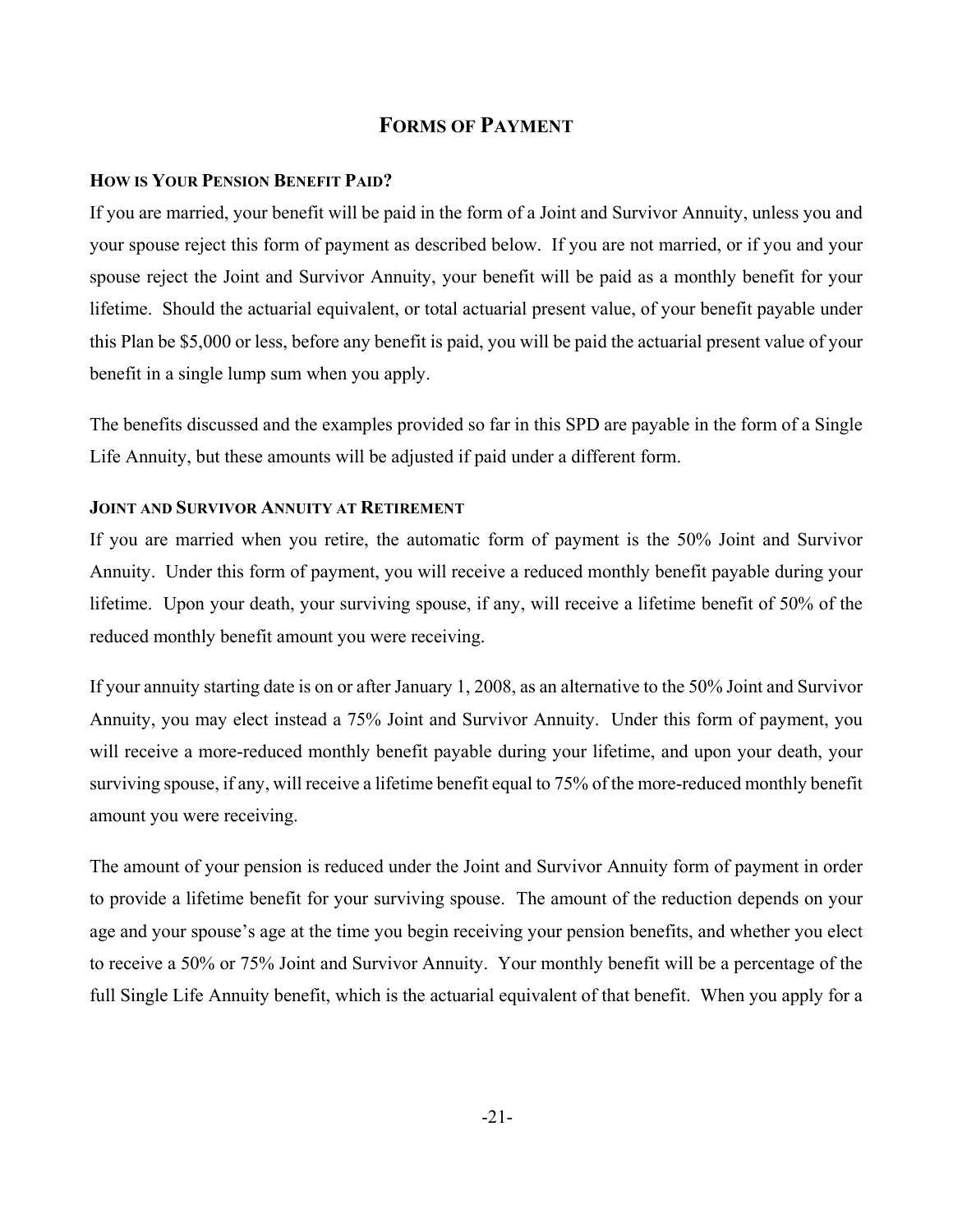# FORMS OF PAYMENT

### HOW IS YOUR PENSION BENEFIT PAID?

If you are married, your benefit will be paid in the form of a Joint and Survivor Annuity, unless you and your spouse reject this form of payment as described below. If you are not married, or if you and your spouse reject the Joint and Survivor Annuity, your benefit will be paid as a monthly benefit for your lifetime. Should the actuarial equivalent, or total actuarial present value, of your benefit payable under this Plan be $5,000 or less, before any benefit is paid, you will be paid the actuarial present value of your benefit in a single lump sum when you apply.

The benefits discussed and the examples provided so far in this SPD are payable in the form of a Single Life Annuity, but these amounts will be adjusted if paid under a different form.

### JOINT AND SURVIVOR ANNUITY AT RETIREMENT

If you are married when you retire, the automatic form of payment is the 50% Joint and Survivor Annuity. Under this form of payment, you will receive a reduced monthly benefit payable during your lifetime. Upon your death, your surviving spouse, if any, will receive a lifetime benefit of 50% of the reduced monthly benefit amount you were receiving.

If your annuity starting date is on or after January 1, 2008, as an alternative to the 50% Joint and Survivor Annuity, you may elect instead a 75% Joint and Survivor Annuity. Under this form of payment, you will receive a more-reduced monthly benefit payable during your lifetime, and upon your death, your surviving spouse, if any, will receive a lifetime benefit equal to 75% of the more-reduced monthly benefit amount you were receiving.

The amount of your pension is reduced under the Joint and Survivor Annuity form of payment in order to provide a lifetime benefit for your surviving spouse. The amount of the reduction depends on your age and your spouse's age at the time you begin receiving your pension benefits, and whether you elect to receive a 50% or 75% Joint and Survivor Annuity. Your monthly benefit will be a percentage of the full Single Life Annuity benefit, which is the actuarial equivalent of that benefit. When you apply for a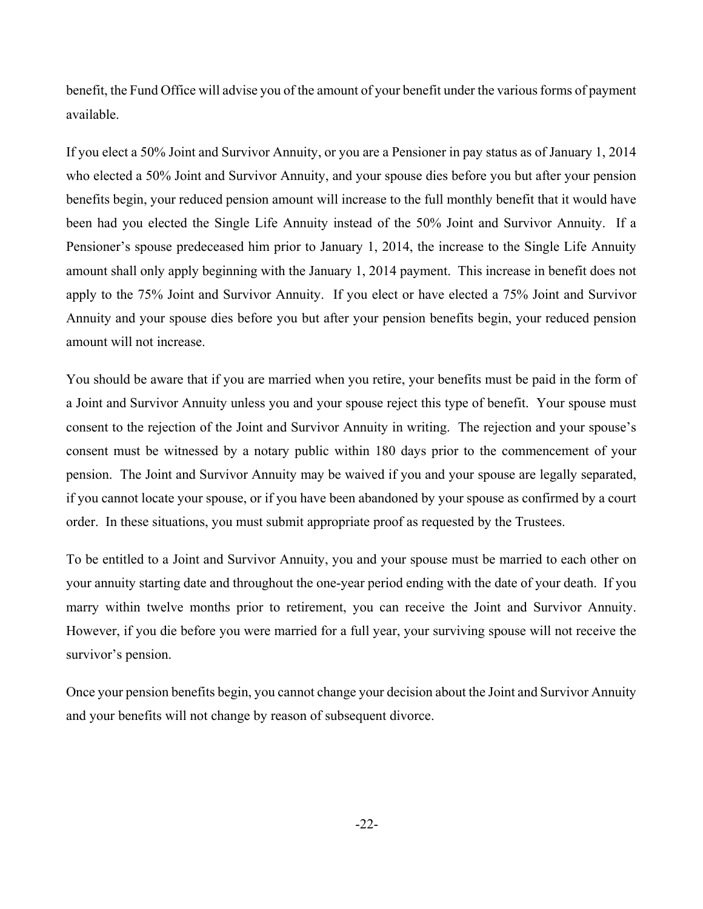benefit, the Fund Office will advise you of the amount of your benefit under the various forms of payment available.

If you elect a 50% Joint and Survivor Annuity, or you are a Pensioner in pay status as of January 1, 2014 who elected a 50% Joint and Survivor Annuity, and your spouse dies before you but after your pension benefits begin, your reduced pension amount will increase to the full monthly benefit that it would have been had you elected the Single Life Annuity instead of the 50% Joint and Survivor Annuity. If a Pensioner's spouse predeceased him prior to January 1, 2014, the increase to the Single Life Annuity amount shall only apply beginning with the January 1, 2014 payment. This increase in benefit does not apply to the 75% Joint and Survivor Annuity. If you elect or have elected a 75% Joint and Survivor Annuity and your spouse dies before you but after your pension benefits begin, your reduced pension amount will not increase.

You should be aware that if you are married when you retire, your benefits must be paid in the form of a Joint and Survivor Annuity unless you and your spouse reject this type of benefit. Your spouse must consent to the rejection of the Joint and Survivor Annuity in writing. The rejection and your spouse's consent must be witnessed by a notary public within 180 days prior to the commencement of your pension. The Joint and Survivor Annuity may be waived if you and your spouse are legally separated, if you cannot locate your spouse, or if you have been abandoned by your spouse as confirmed by a court order. In these situations, you must submit appropriate proof as requested by the Trustees.

To be entitled to a Joint and Survivor Annuity, you and your spouse must be married to each other on your annuity starting date and throughout the one-year period ending with the date of your death. If you marry within twelve months prior to retirement, you can receive the Joint and Survivor Annuity. However, if you die before you were married for a full year, your surviving spouse will not receive the survivor's pension.

Once your pension benefits begin, you cannot change your decision about the Joint and Survivor Annuity and your benefits will not change by reason of subsequent divorce.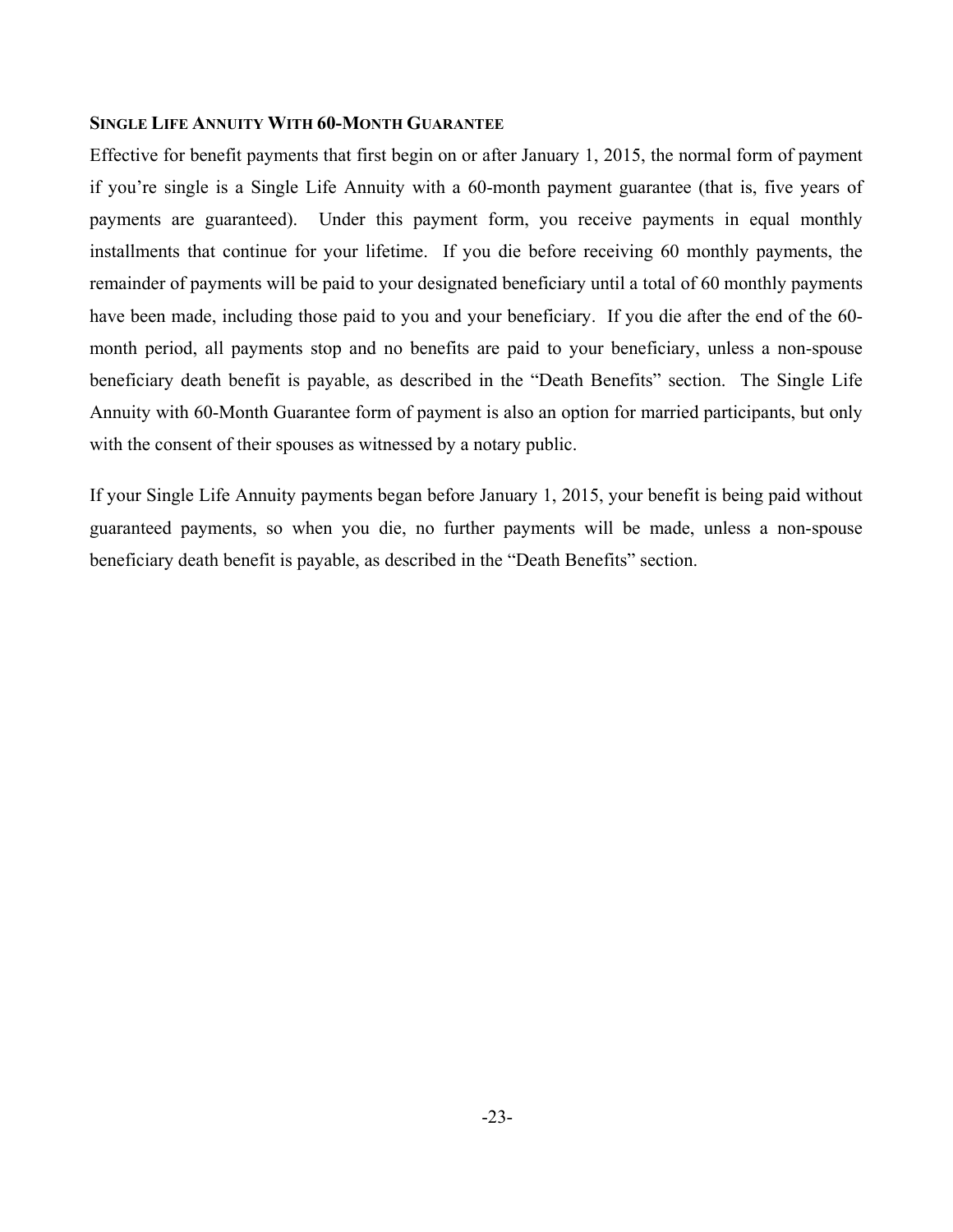### Single Life Annuity With 60-Month Guarantee

Effective for benefit payments that first begin on or after January 1, 2015, the normal form of payment if you're single is a Single Life Annuity with a 60-month payment guarantee (that is, five years of payments are guaranteed). Under this payment form, you receive payments in equal monthly installments that continue for your lifetime. If you die before receiving 60 monthly payments, the remainder of payments will be paid to your designated beneficiary until a total of 60 monthly payments have been made, including those paid to you and your beneficiary. If you die after the end of the 60-month period, all payments stop and no benefits are paid to your beneficiary, unless a non-spouse beneficiary death benefit is payable, as described in the "Death Benefits" section. The Single Life Annuity with 60-Month Guarantee form of payment is also an option for married participants, but only with the consent of their spouses as witnessed by a notary public.

If your Single Life Annuity payments began before January 1, 2015, your benefit is being paid without guaranteed payments, so when you die, no further payments will be made, unless a non-spouse beneficiary death benefit is payable, as described in the "Death Benefits" section.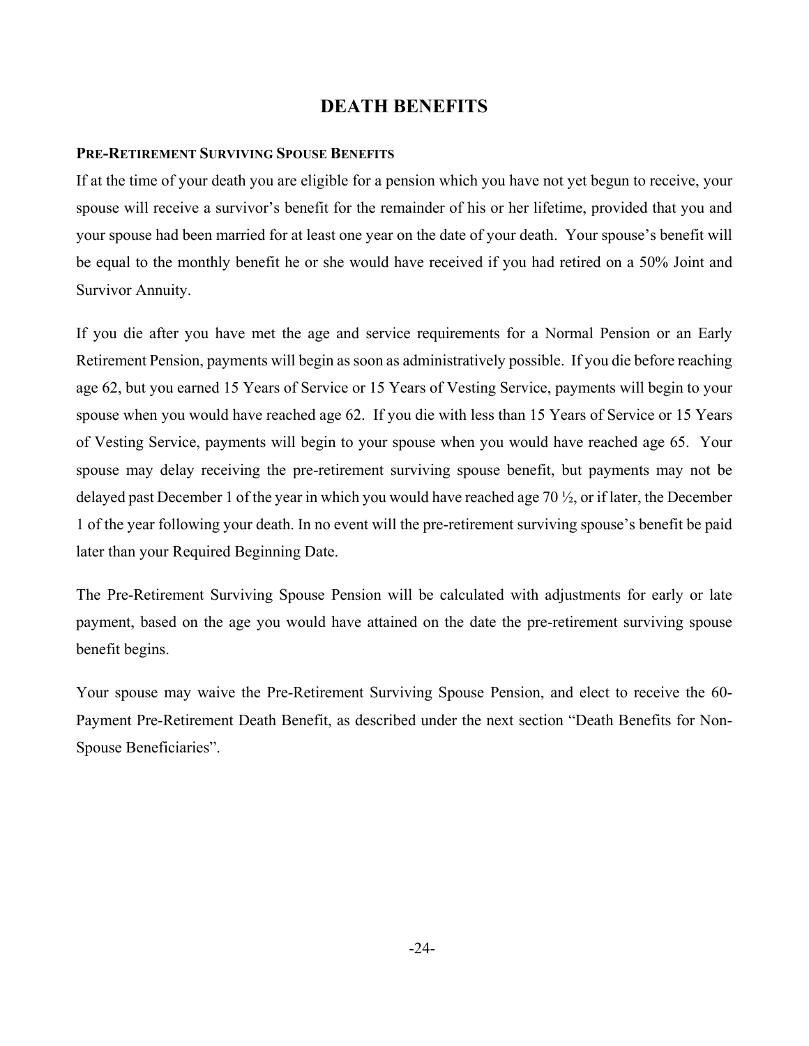# DEATH BENEFITS

### PRE-RETIREMENT SURVIVING SPOUSE BENEFITS

If at the time of your death you are eligible for a pension which you have not yet begun to receive, your spouse will receive a survivor's benefit for the remainder of his or her lifetime, provided that you and your spouse had been married for at least one year on the date of your death. Your spouse's benefit will be equal to the monthly benefit he or she would have received if you had retired on a 50% Joint and Survivor Annuity.

If you die after you have met the age and service requirements for a Normal Pension or an Early Retirement Pension, payments will begin as soon as administratively possible. If you die before reaching age 62, but you earned 15 Years of Service or 15 Years of Vesting Service, payments will begin to your spouse when you would have reached age 62. If you die with less than 15 Years of Service or 15 Years of Vesting Service, payments will begin to your spouse when you would have reached age 65. Your spouse may delay receiving the pre-retirement surviving spouse benefit, but payments may not be delayed past December 1 of the year in which you would have reached age 70 ½, or if later, the December 1 of the year following your death. In no event will the pre-retirement surviving spouse's benefit be paid later than your Required Beginning Date.

The Pre-Retirement Surviving Spouse Pension will be calculated with adjustments for early or late payment, based on the age you would have attained on the date the pre-retirement surviving spouse benefit begins.

Your spouse may waive the Pre-Retirement Surviving Spouse Pension, and elect to receive the 60-Payment Pre-Retirement Death Benefit, as described under the next section "Death Benefits for Non-Spouse Beneficiaries".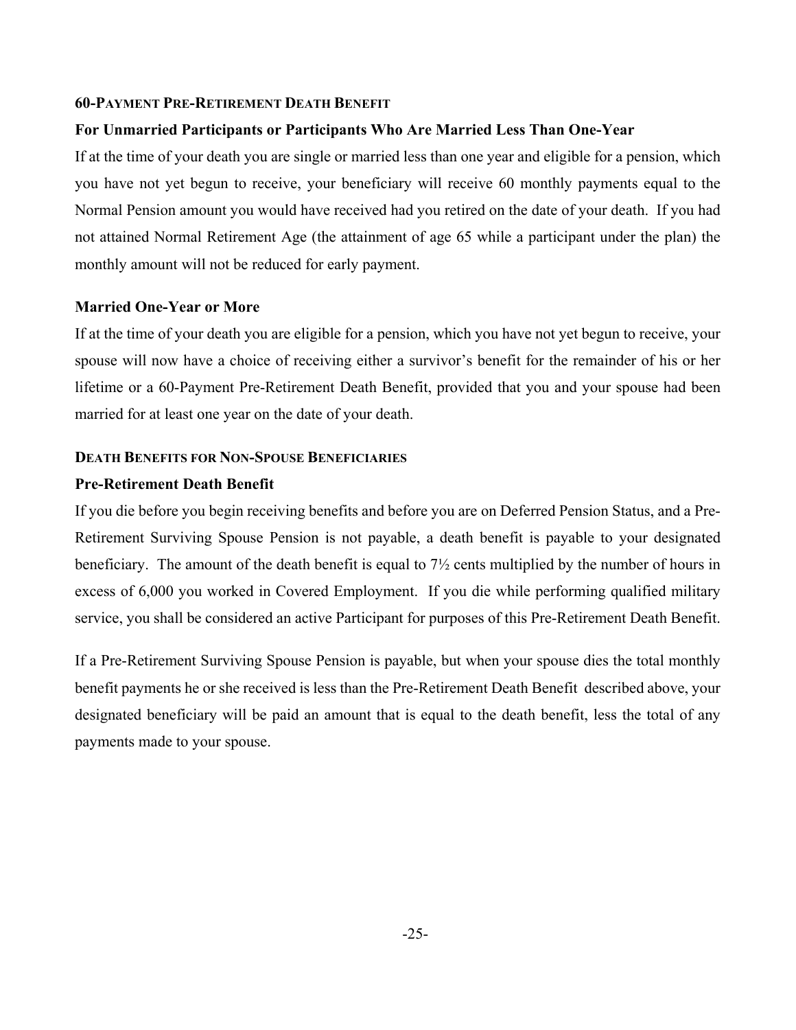## 60-Payment Pre-Retirement Death Benefit

### For Unmarried Participants or Participants Who Are Married Less Than One-Year

If at the time of your death you are single or married less than one year and eligible for a pension, which you have not yet begun to receive, your beneficiary will receive 60 monthly payments equal to the Normal Pension amount you would have received had you retired on the date of your death. If you had not attained Normal Retirement Age (the attainment of age 65 while a participant under the plan) the monthly amount will not be reduced for early payment.

### Married One-Year or More

If at the time of your death you are eligible for a pension, which you have not yet begun to receive, your spouse will now have a choice of receiving either a survivor's benefit for the remainder of his or her lifetime or a 60-Payment Pre-Retirement Death Benefit, provided that you and your spouse had been married for at least one year on the date of your death.

## Death Benefits for Non-Spouse Beneficiaries

### Pre-Retirement Death Benefit

If you die before you begin receiving benefits and before you are on Deferred Pension Status, and a Pre-Retirement Surviving Spouse Pension is not payable, a death benefit is payable to your designated beneficiary. The amount of the death benefit is equal to 7½ cents multiplied by the number of hours in excess of 6,000 you worked in Covered Employment. If you die while performing qualified military service, you shall be considered an active Participant for purposes of this Pre-Retirement Death Benefit.

If a Pre-Retirement Surviving Spouse Pension is payable, but when your spouse dies the total monthly benefit payments he or she received is less than the Pre-Retirement Death Benefit described above, your designated beneficiary will be paid an amount that is equal to the death benefit, less the total of any payments made to your spouse.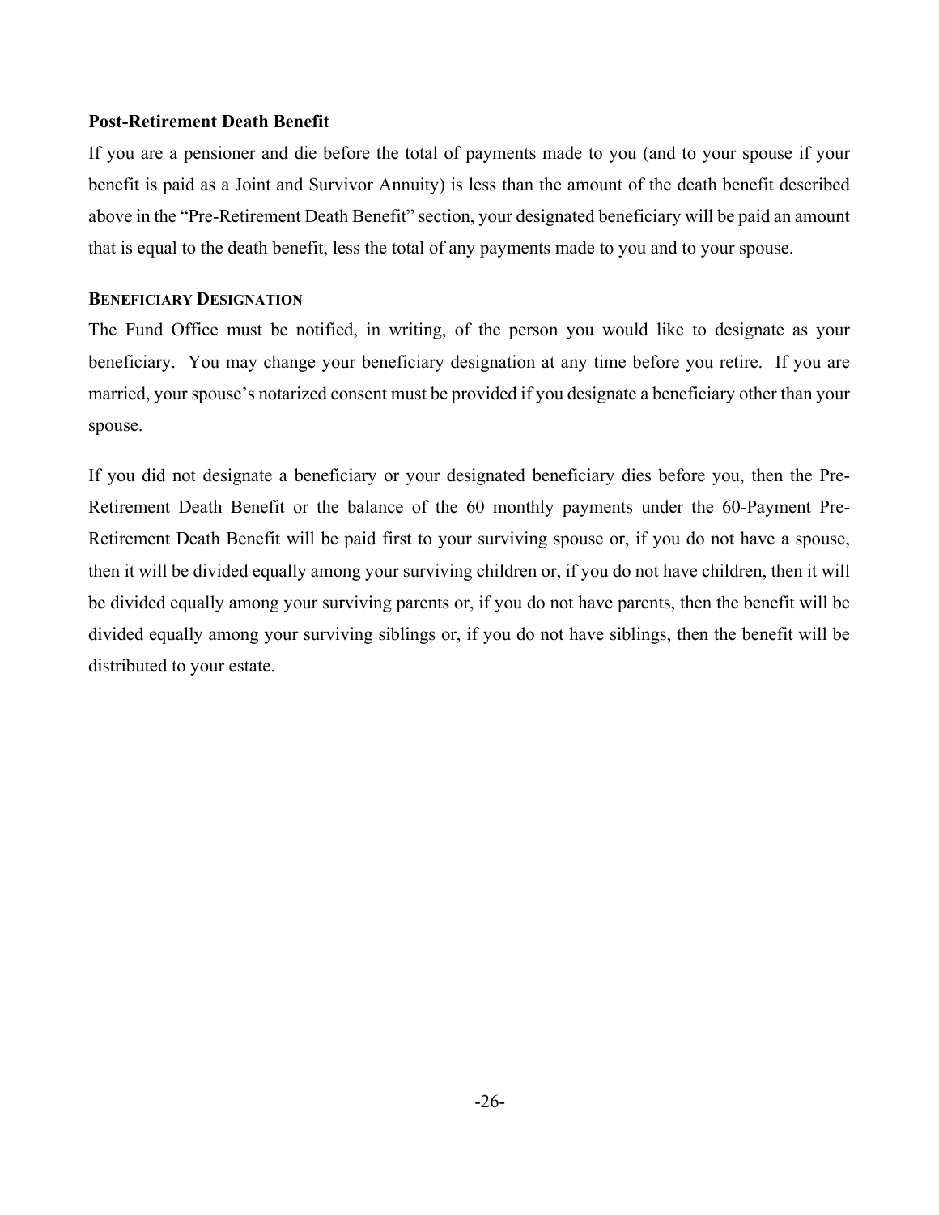### Post-Retirement Death Benefit

If you are a pensioner and die before the total of payments made to you (and to your spouse if your benefit is paid as a Joint and Survivor Annuity) is less than the amount of the death benefit described above in the "Pre-Retirement Death Benefit" section, your designated beneficiary will be paid an amount that is equal to the death benefit, less the total of any payments made to you and to your spouse.

### BENEFICIARY DESIGNATION

The Fund Office must be notified, in writing, of the person you would like to designate as your beneficiary. You may change your beneficiary designation at any time before you retire. If you are married, your spouse's notarized consent must be provided if you designate a beneficiary other than your spouse.

If you did not designate a beneficiary or your designated beneficiary dies before you, then the Pre-Retirement Death Benefit or the balance of the 60 monthly payments under the 60-Payment Pre-Retirement Death Benefit will be paid first to your surviving spouse or, if you do not have a spouse, then it will be divided equally among your surviving children or, if you do not have children, then it will be divided equally among your surviving parents or, if you do not have parents, then the benefit will be divided equally among your surviving siblings or, if you do not have siblings, then the benefit will be distributed to your estate.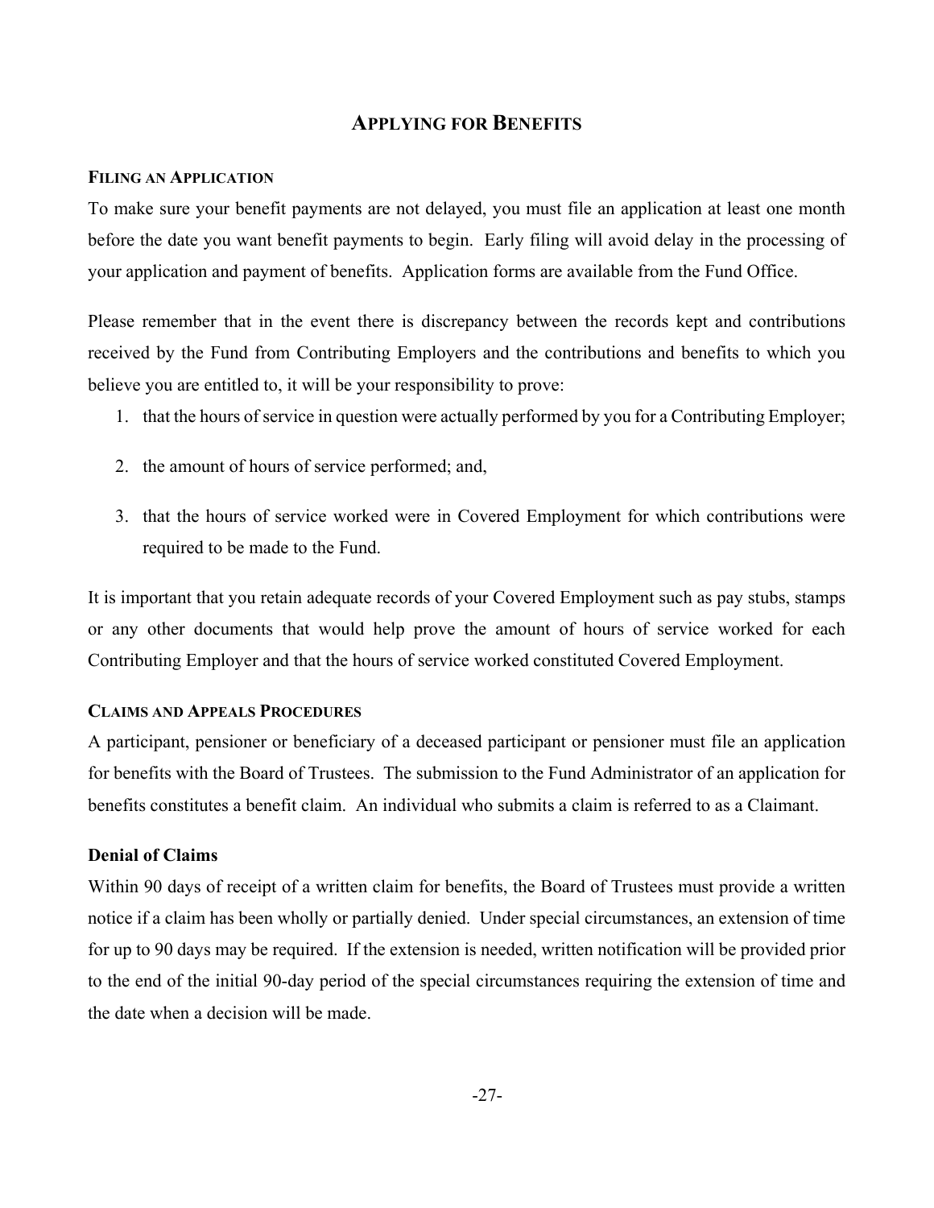## APPLYING FOR BENEFITS

### FILING AN APPLICATION

To make sure your benefit payments are not delayed, you must file an application at least one month before the date you want benefit payments to begin. Early filing will avoid delay in the processing of your application and payment of benefits. Application forms are available from the Fund Office.

Please remember that in the event there is discrepancy between the records kept and contributions received by the Fund from Contributing Employers and the contributions and benefits to which you believe you are entitled to, it will be your responsibility to prove:

1. that the hours of service in question were actually performed by you for a Contributing Employer;
2. the amount of hours of service performed; and,
3. that the hours of service worked were in Covered Employment for which contributions were required to be made to the Fund.

It is important that you retain adequate records of your Covered Employment such as pay stubs, stamps or any other documents that would help prove the amount of hours of service worked for each Contributing Employer and that the hours of service worked constituted Covered Employment.

### CLAIMS AND APPEALS PROCEDURES

A participant, pensioner or beneficiary of a deceased participant or pensioner must file an application for benefits with the Board of Trustees. The submission to the Fund Administrator of an application for benefits constitutes a benefit claim. An individual who submits a claim is referred to as a Claimant.

**Denial of Claims**

Within 90 days of receipt of a written claim for benefits, the Board of Trustees must provide a written notice if a claim has been wholly or partially denied. Under special circumstances, an extension of time for up to 90 days may be required. If the extension is needed, written notification will be provided prior to the end of the initial 90-day period of the special circumstances requiring the extension of time and the date when a decision will be made.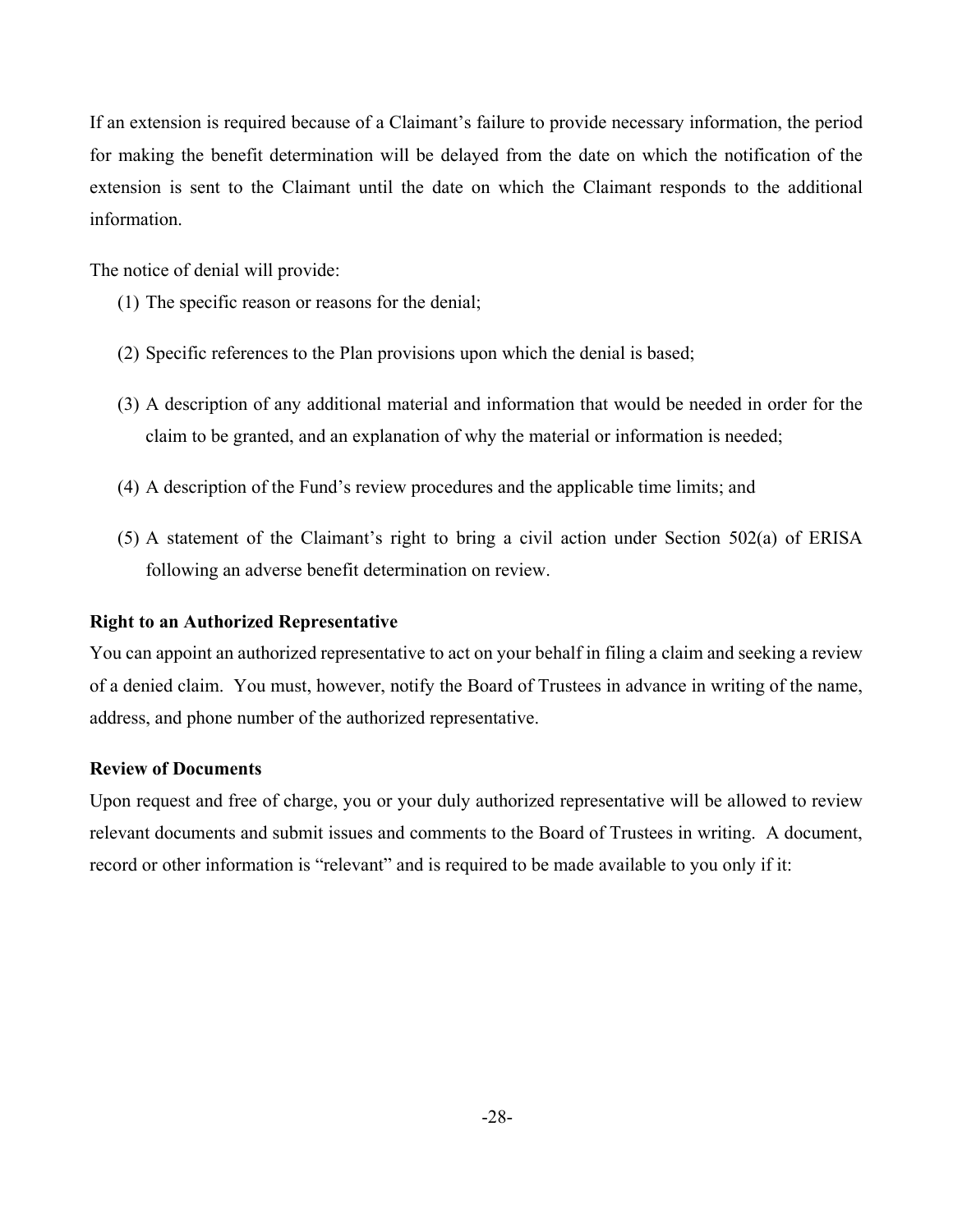If an extension is required because of a Claimant's failure to provide necessary information, the period for making the benefit determination will be delayed from the date on which the notification of the extension is sent to the Claimant until the date on which the Claimant responds to the additional information.

The notice of denial will provide:

(1) The specific reason or reasons for the denial;

(2) Specific references to the Plan provisions upon which the denial is based;

(3) A description of any additional material and information that would be needed in order for the claim to be granted, and an explanation of why the material or information is needed;

(4) A description of the Fund's review procedures and the applicable time limits; and

(5) A statement of the Claimant's right to bring a civil action under Section 502(a) of ERISA following an adverse benefit determination on review.

**Right to an Authorized Representative**

You can appoint an authorized representative to act on your behalf in filing a claim and seeking a review of a denied claim. You must, however, notify the Board of Trustees in advance in writing of the name, address, and phone number of the authorized representative.

**Review of Documents**

Upon request and free of charge, you or your duly authorized representative will be allowed to review relevant documents and submit issues and comments to the Board of Trustees in writing. A document, record or other information is "relevant" and is required to be made available to you only if it: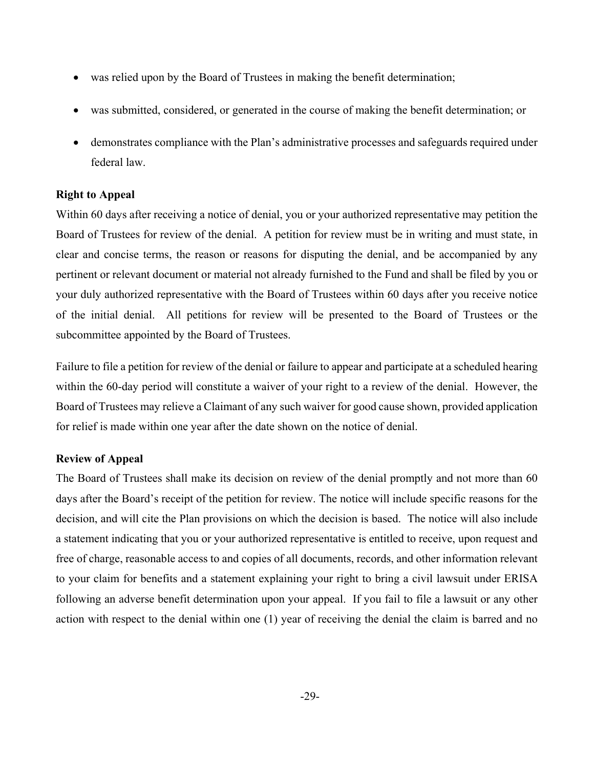- was relied upon by the Board of Trustees in making the benefit determination;
- was submitted, considered, or generated in the course of making the benefit determination; or
- demonstrates compliance with the Plan's administrative processes and safeguards required under federal law.

**Right to Appeal**

Within 60 days after receiving a notice of denial, you or your authorized representative may petition the Board of Trustees for review of the denial. A petition for review must be in writing and must state, in clear and concise terms, the reason or reasons for disputing the denial, and be accompanied by any pertinent or relevant document or material not already furnished to the Fund and shall be filed by you or your duly authorized representative with the Board of Trustees within 60 days after you receive notice of the initial denial. All petitions for review will be presented to the Board of Trustees or the subcommittee appointed by the Board of Trustees.

Failure to file a petition for review of the denial or failure to appear and participate at a scheduled hearing within the 60-day period will constitute a waiver of your right to a review of the denial. However, the Board of Trustees may relieve a Claimant of any such waiver for good cause shown, provided application for relief is made within one year after the date shown on the notice of denial.

**Review of Appeal**

The Board of Trustees shall make its decision on review of the denial promptly and not more than 60 days after the Board's receipt of the petition for review. The notice will include specific reasons for the decision, and will cite the Plan provisions on which the decision is based. The notice will also include a statement indicating that you or your authorized representative is entitled to receive, upon request and free of charge, reasonable access to and copies of all documents, records, and other information relevant to your claim for benefits and a statement explaining your right to bring a civil lawsuit under ERISA following an adverse benefit determination upon your appeal. If you fail to file a lawsuit or any other action with respect to the denial within one (1) year of receiving the denial the claim is barred and no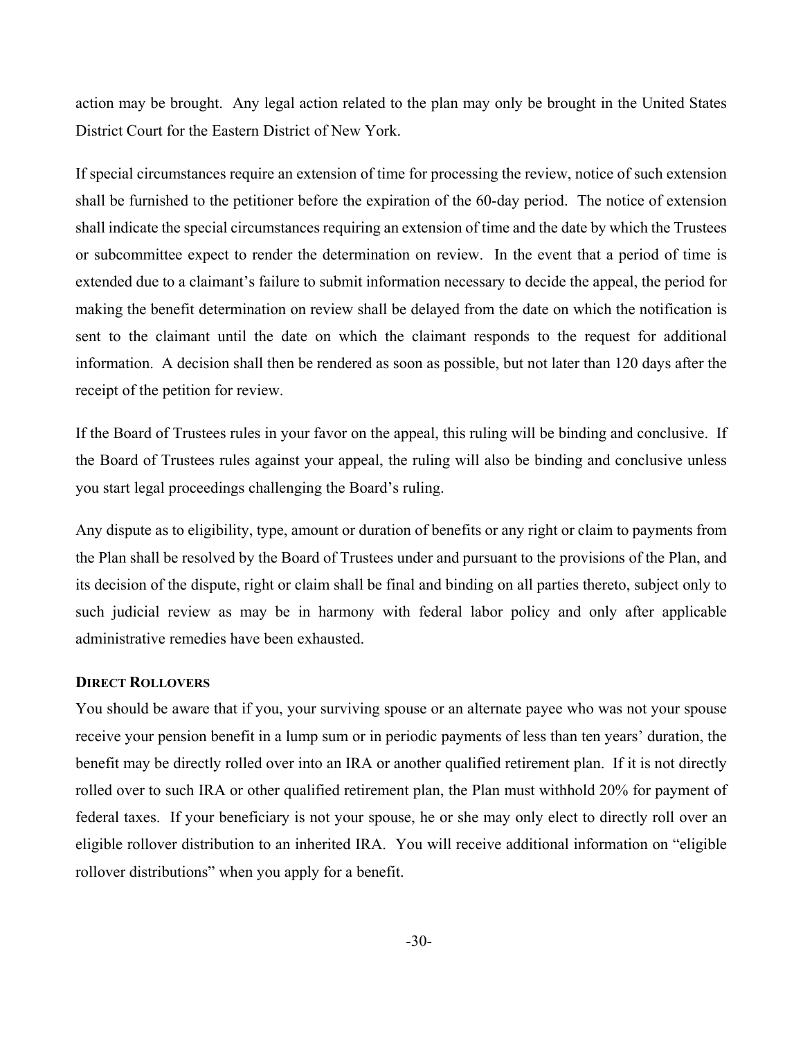action may be brought. Any legal action related to the plan may only be brought in the United States District Court for the Eastern District of New York.

If special circumstances require an extension of time for processing the review, notice of such extension shall be furnished to the petitioner before the expiration of the 60-day period. The notice of extension shall indicate the special circumstances requiring an extension of time and the date by which the Trustees or subcommittee expect to render the determination on review. In the event that a period of time is extended due to a claimant's failure to submit information necessary to decide the appeal, the period for making the benefit determination on review shall be delayed from the date on which the notification is sent to the claimant until the date on which the claimant responds to the request for additional information. A decision shall then be rendered as soon as possible, but not later than 120 days after the receipt of the petition for review.

If the Board of Trustees rules in your favor on the appeal, this ruling will be binding and conclusive. If the Board of Trustees rules against your appeal, the ruling will also be binding and conclusive unless you start legal proceedings challenging the Board's ruling.

Any dispute as to eligibility, type, amount or duration of benefits or any right or claim to payments from the Plan shall be resolved by the Board of Trustees under and pursuant to the provisions of the Plan, and its decision of the dispute, right or claim shall be final and binding on all parties thereto, subject only to such judicial review as may be in harmony with federal labor policy and only after applicable administrative remedies have been exhausted.

### DIRECT ROLLOVERS

You should be aware that if you, your surviving spouse or an alternate payee who was not your spouse receive your pension benefit in a lump sum or in periodic payments of less than ten years' duration, the benefit may be directly rolled over into an IRA or another qualified retirement plan. If it is not directly rolled over to such IRA or other qualified retirement plan, the Plan must withhold 20% for payment of federal taxes. If your beneficiary is not your spouse, he or she may only elect to directly roll over an eligible rollover distribution to an inherited IRA. You will receive additional information on "eligible rollover distributions" when you apply for a benefit.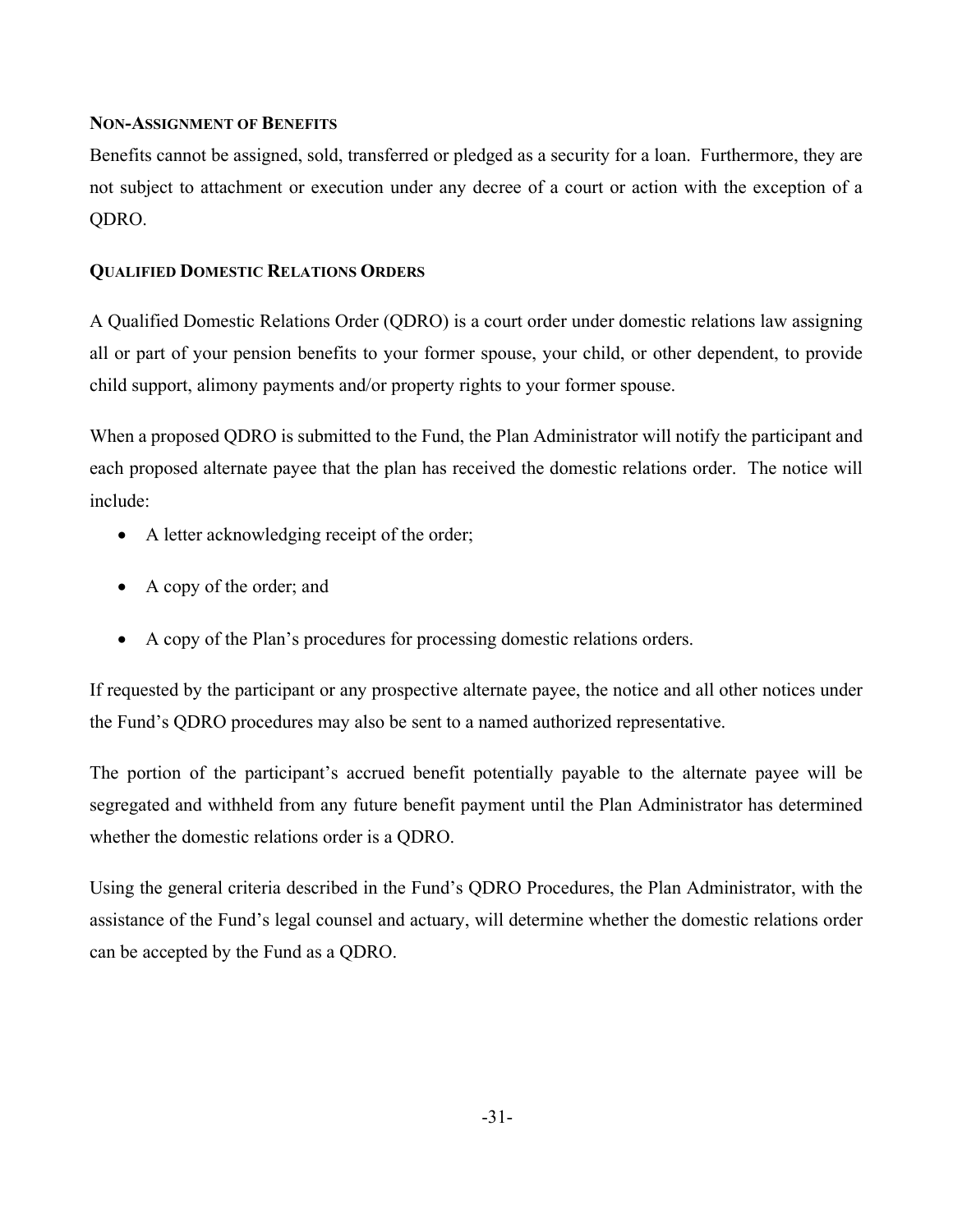### NON-ASSIGNMENT OF BENEFITS

Benefits cannot be assigned, sold, transferred or pledged as a security for a loan. Furthermore, they are not subject to attachment or execution under any decree of a court or action with the exception of a QDRO.

### QUALIFIED DOMESTIC RELATIONS ORDERS

A Qualified Domestic Relations Order (QDRO) is a court order under domestic relations law assigning all or part of your pension benefits to your former spouse, your child, or other dependent, to provide child support, alimony payments and/or property rights to your former spouse.

When a proposed QDRO is submitted to the Fund, the Plan Administrator will notify the participant and each proposed alternate payee that the plan has received the domestic relations order. The notice will include:

- A letter acknowledging receipt of the order;
- A copy of the order; and
- A copy of the Plan's procedures for processing domestic relations orders.

If requested by the participant or any prospective alternate payee, the notice and all other notices under the Fund's QDRO procedures may also be sent to a named authorized representative.

The portion of the participant's accrued benefit potentially payable to the alternate payee will be segregated and withheld from any future benefit payment until the Plan Administrator has determined whether the domestic relations order is a QDRO.

Using the general criteria described in the Fund's QDRO Procedures, the Plan Administrator, with the assistance of the Fund's legal counsel and actuary, will determine whether the domestic relations order can be accepted by the Fund as a QDRO.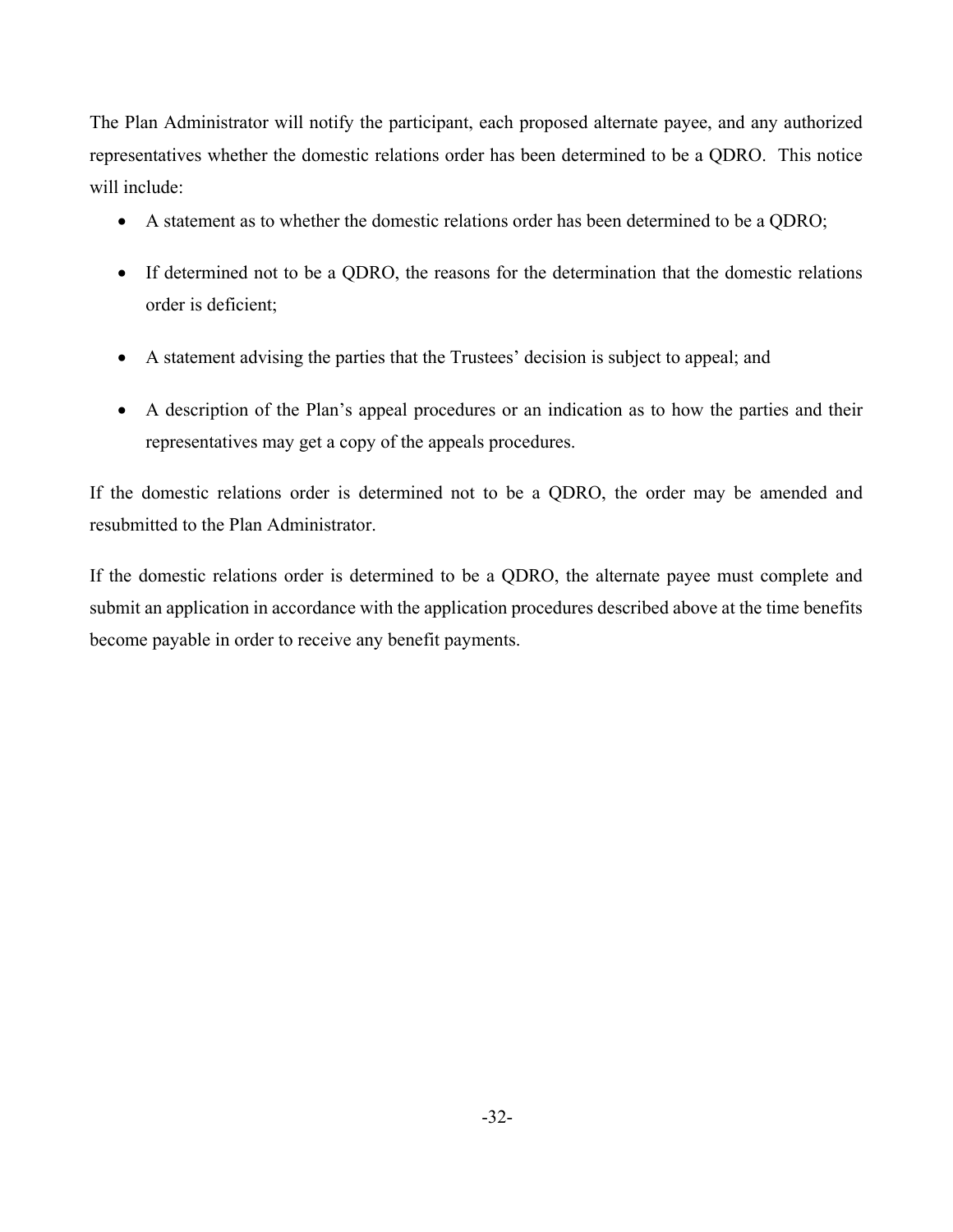The Plan Administrator will notify the participant, each proposed alternate payee, and any authorized representatives whether the domestic relations order has been determined to be a QDRO. This notice will include:

- A statement as to whether the domestic relations order has been determined to be a QDRO;
- If determined not to be a QDRO, the reasons for the determination that the domestic relations order is deficient;
- A statement advising the parties that the Trustees' decision is subject to appeal; and
- A description of the Plan's appeal procedures or an indication as to how the parties and their representatives may get a copy of the appeals procedures.

If the domestic relations order is determined not to be a QDRO, the order may be amended and resubmitted to the Plan Administrator.

If the domestic relations order is determined to be a QDRO, the alternate payee must complete and submit an application in accordance with the application procedures described above at the time benefits become payable in order to receive any benefit payments.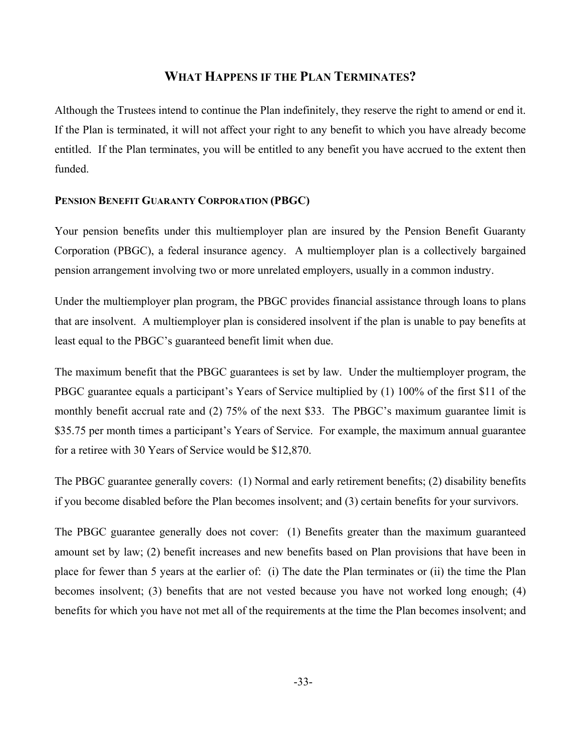## What Happens if the Plan Terminates?

Although the Trustees intend to continue the Plan indefinitely, they reserve the right to amend or end it. If the Plan is terminated, it will not affect your right to any benefit to which you have already become entitled. If the Plan terminates, you will be entitled to any benefit you have accrued to the extent then funded.

### Pension Benefit Guaranty Corporation (PBGC)

Your pension benefits under this multiemployer plan are insured by the Pension Benefit Guaranty Corporation (PBGC), a federal insurance agency. A multiemployer plan is a collectively bargained pension arrangement involving two or more unrelated employers, usually in a common industry.

Under the multiemployer plan program, the PBGC provides financial assistance through loans to plans that are insolvent. A multiemployer plan is considered insolvent if the plan is unable to pay benefits at least equal to the PBGC's guaranteed benefit limit when due.

The maximum benefit that the PBGC guarantees is set by law. Under the multiemployer program, the PBGC guarantee equals a participant's Years of Service multiplied by (1) 100% of the first $11 of the monthly benefit accrual rate and (2) 75% of the next $33. The PBGC's maximum guarantee limit is $35.75 per month times a participant's Years of Service. For example, the maximum annual guarantee for a retiree with 30 Years of Service would be $12,870.

The PBGC guarantee generally covers: (1) Normal and early retirement benefits; (2) disability benefits if you become disabled before the Plan becomes insolvent; and (3) certain benefits for your survivors.

The PBGC guarantee generally does not cover: (1) Benefits greater than the maximum guaranteed amount set by law; (2) benefit increases and new benefits based on Plan provisions that have been in place for fewer than 5 years at the earlier of: (i) The date the Plan terminates or (ii) the time the Plan becomes insolvent; (3) benefits that are not vested because you have not worked long enough; (4) benefits for which you have not met all of the requirements at the time the Plan becomes insolvent; and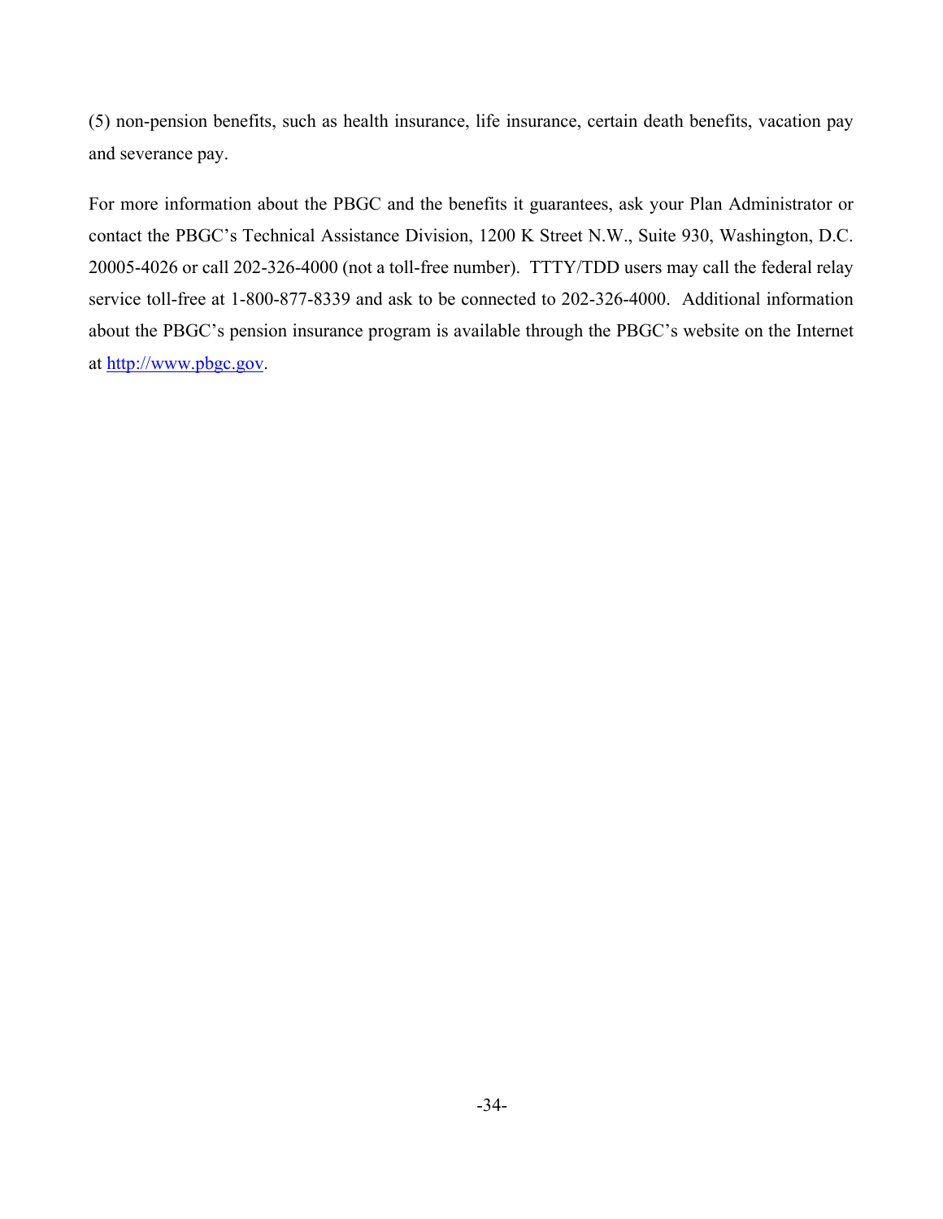(5) non-pension benefits, such as health insurance, life insurance, certain death benefits, vacation pay and severance pay.

For more information about the PBGC and the benefits it guarantees, ask your Plan Administrator or contact the PBGC's Technical Assistance Division, 1200 K Street N.W., Suite 930, Washington, D.C. 20005-4026 or call 202-326-4000 (not a toll-free number). TTTY/TDD users may call the federal relay service toll-free at 1-800-877-8339 and ask to be connected to 202-326-4000. Additional information about the PBGC's pension insurance program is available through the PBGC's website on the Internet at http://www.pbgc.gov.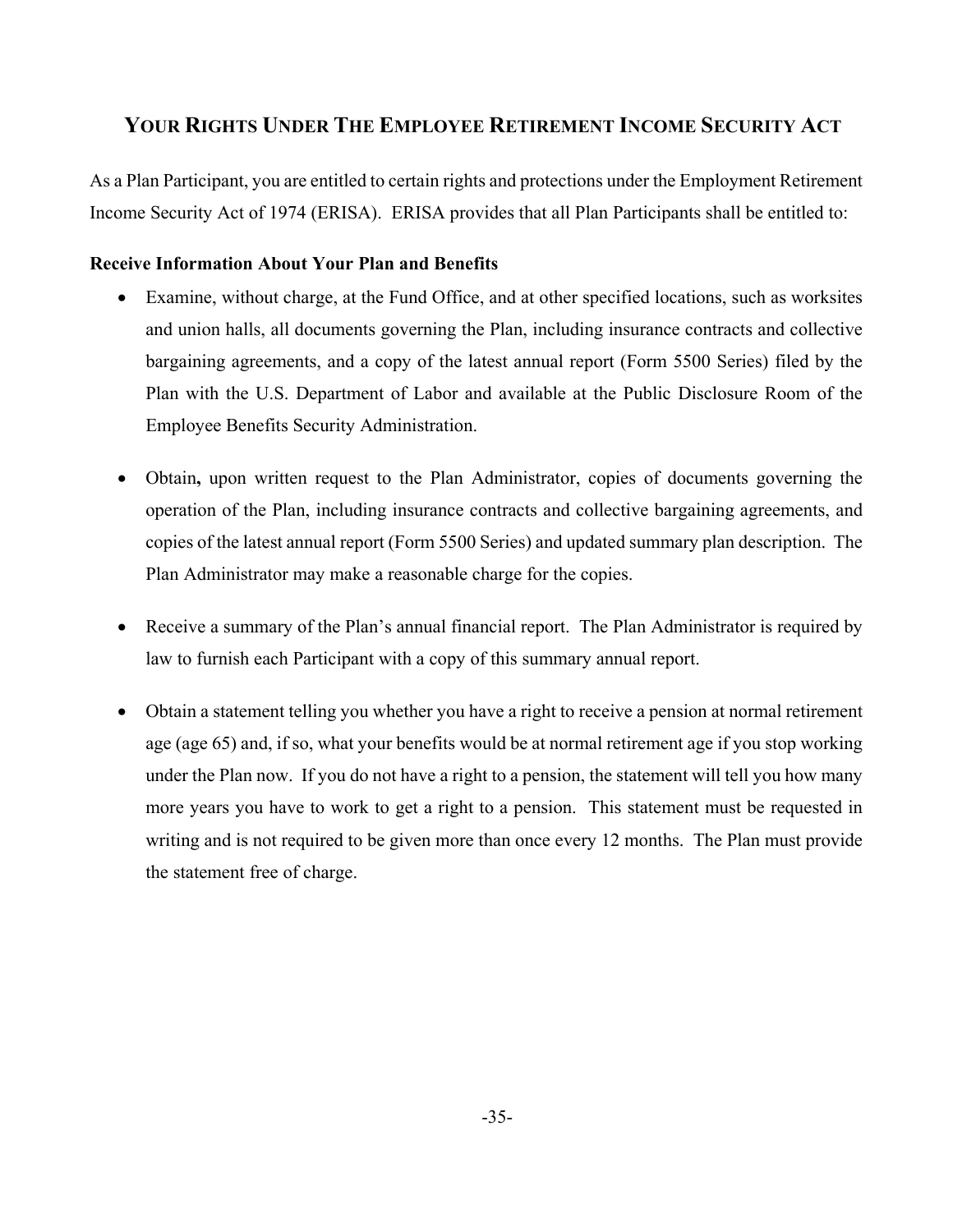## YOUR RIGHTS UNDER THE EMPLOYEE RETIREMENT INCOME SECURITY ACT

As a Plan Participant, you are entitled to certain rights and protections under the Employment Retirement Income Security Act of 1974 (ERISA). ERISA provides that all Plan Participants shall be entitled to:

**Receive Information About Your Plan and Benefits**

- Examine, without charge, at the Fund Office, and at other specified locations, such as worksites and union halls, all documents governing the Plan, including insurance contracts and collective bargaining agreements, and a copy of the latest annual report (Form 5500 Series) filed by the Plan with the U.S. Department of Labor and available at the Public Disclosure Room of the Employee Benefits Security Administration.

- Obtain**,** upon written request to the Plan Administrator, copies of documents governing the operation of the Plan, including insurance contracts and collective bargaining agreements, and copies of the latest annual report (Form 5500 Series) and updated summary plan description. The Plan Administrator may make a reasonable charge for the copies.

- Receive a summary of the Plan's annual financial report. The Plan Administrator is required by law to furnish each Participant with a copy of this summary annual report.

- Obtain a statement telling you whether you have a right to receive a pension at normal retirement age (age 65) and, if so, what your benefits would be at normal retirement age if you stop working under the Plan now. If you do not have a right to a pension, the statement will tell you how many more years you have to work to get a right to a pension. This statement must be requested in writing and is not required to be given more than once every 12 months. The Plan must provide the statement free of charge.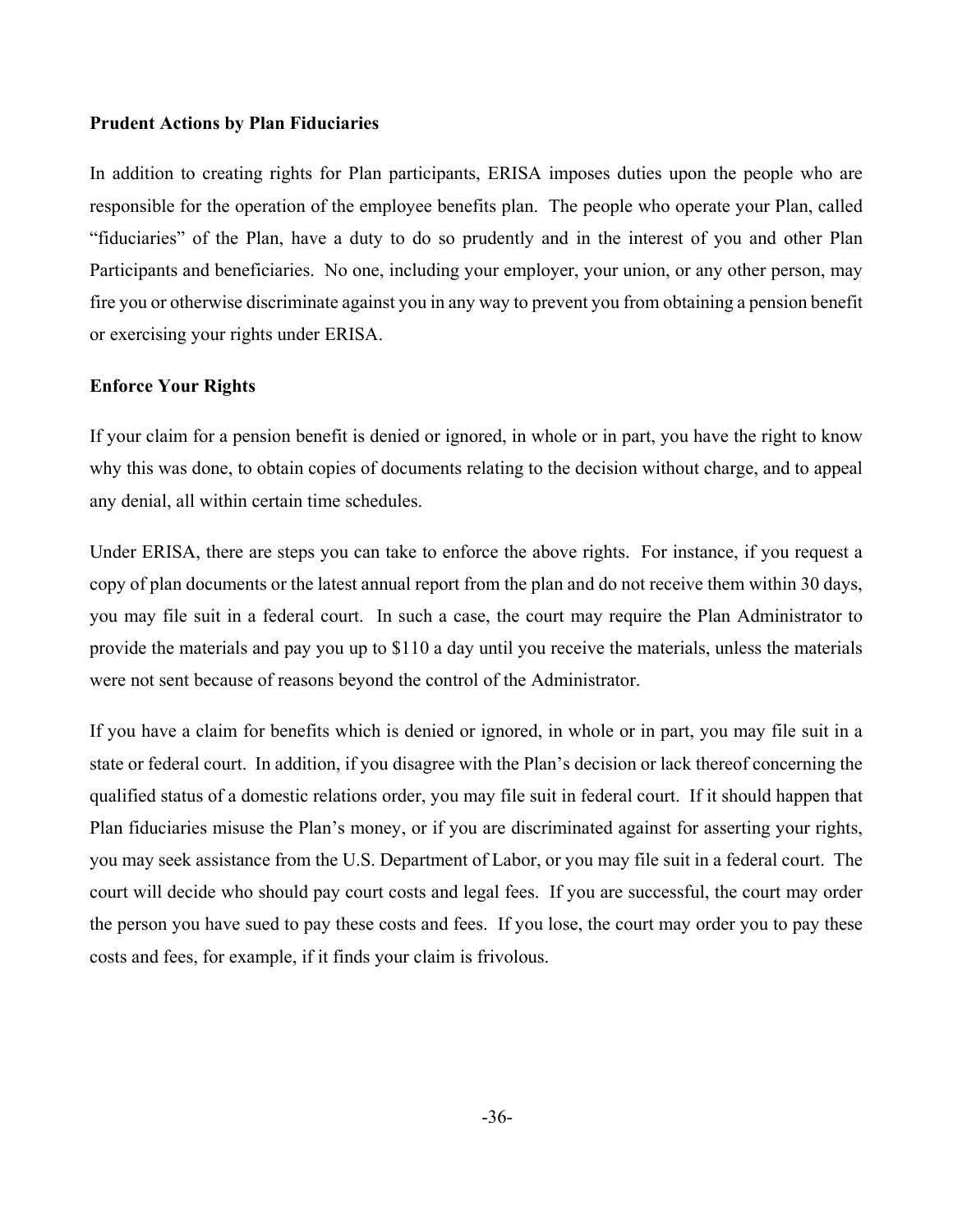**Prudent Actions by Plan Fiduciaries**

In addition to creating rights for Plan participants, ERISA imposes duties upon the people who are responsible for the operation of the employee benefits plan. The people who operate your Plan, called "fiduciaries" of the Plan, have a duty to do so prudently and in the interest of you and other Plan Participants and beneficiaries. No one, including your employer, your union, or any other person, may fire you or otherwise discriminate against you in any way to prevent you from obtaining a pension benefit or exercising your rights under ERISA.

**Enforce Your Rights**

If your claim for a pension benefit is denied or ignored, in whole or in part, you have the right to know why this was done, to obtain copies of documents relating to the decision without charge, and to appeal any denial, all within certain time schedules.

Under ERISA, there are steps you can take to enforce the above rights. For instance, if you request a copy of plan documents or the latest annual report from the plan and do not receive them within 30 days, you may file suit in a federal court. In such a case, the court may require the Plan Administrator to provide the materials and pay you up to $110 a day until you receive the materials, unless the materials were not sent because of reasons beyond the control of the Administrator.

If you have a claim for benefits which is denied or ignored, in whole or in part, you may file suit in a state or federal court. In addition, if you disagree with the Plan's decision or lack thereof concerning the qualified status of a domestic relations order, you may file suit in federal court. If it should happen that Plan fiduciaries misuse the Plan's money, or if you are discriminated against for asserting your rights, you may seek assistance from the U.S. Department of Labor, or you may file suit in a federal court. The court will decide who should pay court costs and legal fees. If you are successful, the court may order the person you have sued to pay these costs and fees. If you lose, the court may order you to pay these costs and fees, for example, if it finds your claim is frivolous.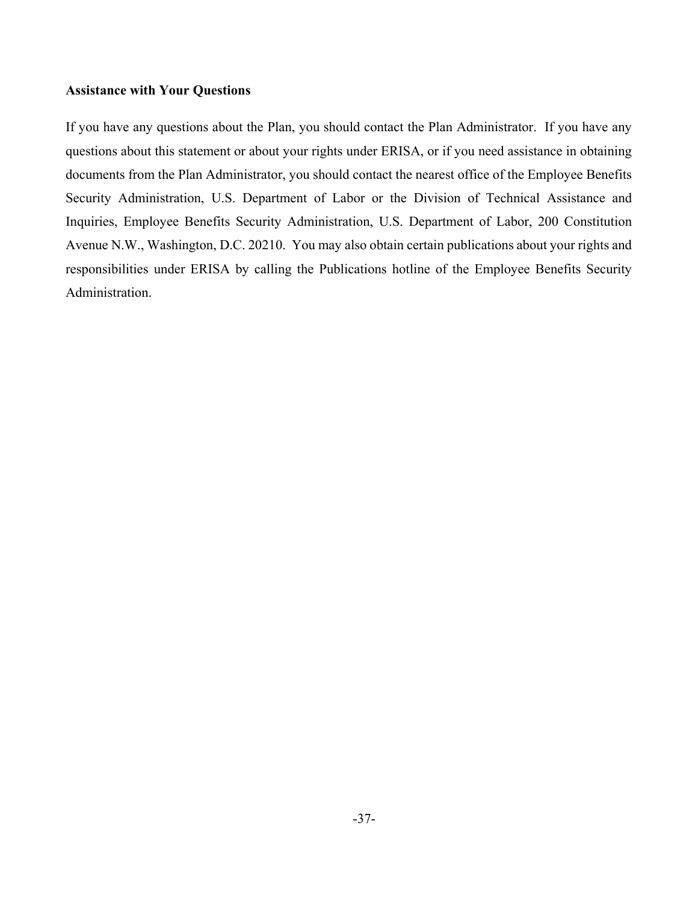**Assistance with Your Questions**

If you have any questions about the Plan, you should contact the Plan Administrator. If you have any questions about this statement or about your rights under ERISA, or if you need assistance in obtaining documents from the Plan Administrator, you should contact the nearest office of the Employee Benefits Security Administration, U.S. Department of Labor or the Division of Technical Assistance and Inquiries, Employee Benefits Security Administration, U.S. Department of Labor, 200 Constitution Avenue N.W., Washington, D.C. 20210. You may also obtain certain publications about your rights and responsibilities under ERISA by calling the Publications hotline of the Employee Benefits Security Administration.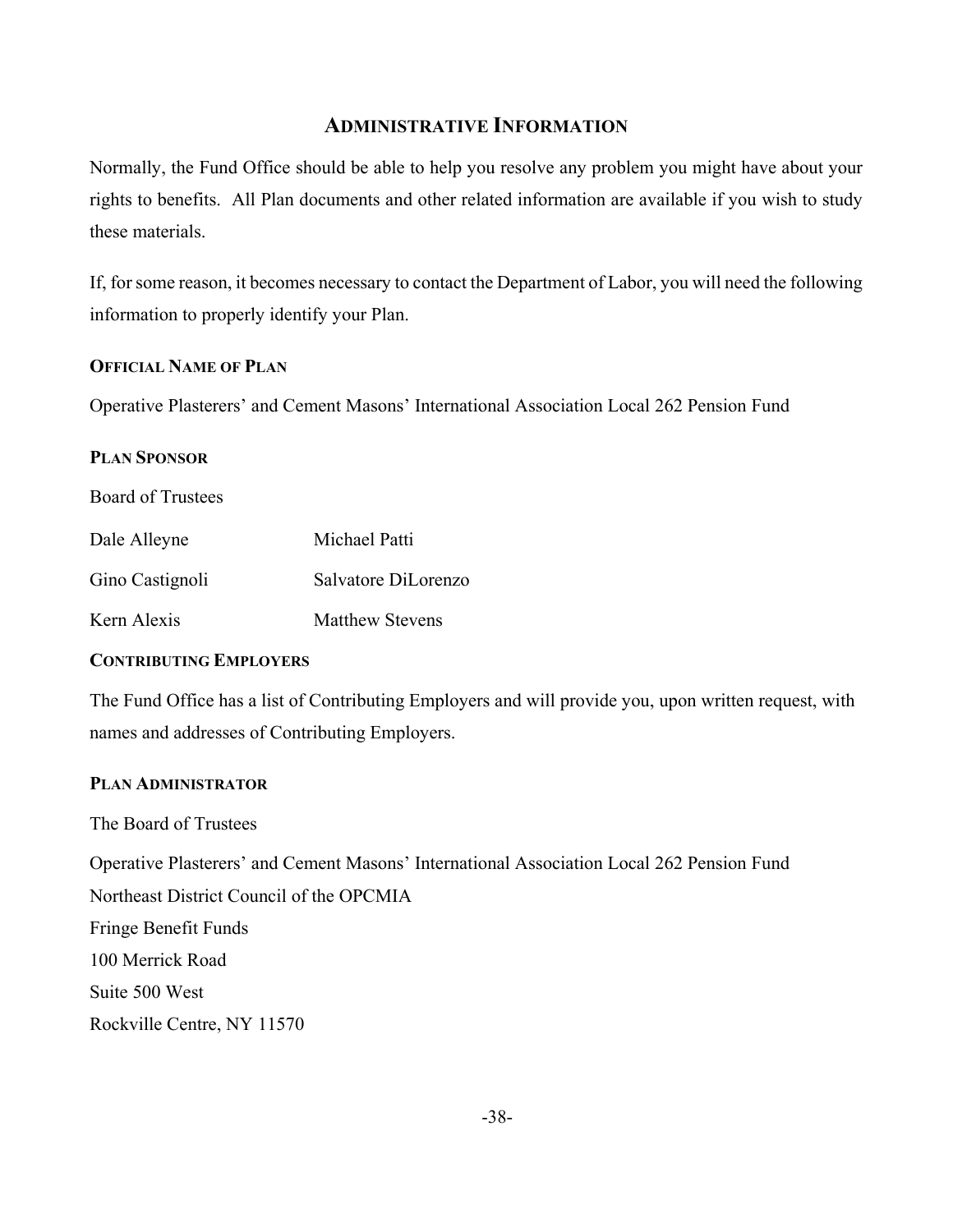## Administrative Information

Normally, the Fund Office should be able to help you resolve any problem you might have about your rights to benefits. All Plan documents and other related information are available if you wish to study these materials.

If, for some reason, it becomes necessary to contact the Department of Labor, you will need the following information to properly identify your Plan.

### Official Name of Plan

Operative Plasterers' and Cement Masons' International Association Local 262 Pension Fund

### Plan Sponsor

Board of Trustees

| | |
|---|---|
| Dale Alleyne | Michael Patti |
| Gino Castignoli | Salvatore DiLorenzo |
| Kern Alexis | Matthew Stevens |

### Contributing Employers

The Fund Office has a list of Contributing Employers and will provide you, upon written request, with names and addresses of Contributing Employers.

### Plan Administrator

The Board of Trustees

Operative Plasterers' and Cement Masons' International Association Local 262 Pension Fund  
Northeast District Council of the OPCMIA  
Fringe Benefit Funds  
100 Merrick Road  
Suite 500 West  
Rockville Centre, NY 11570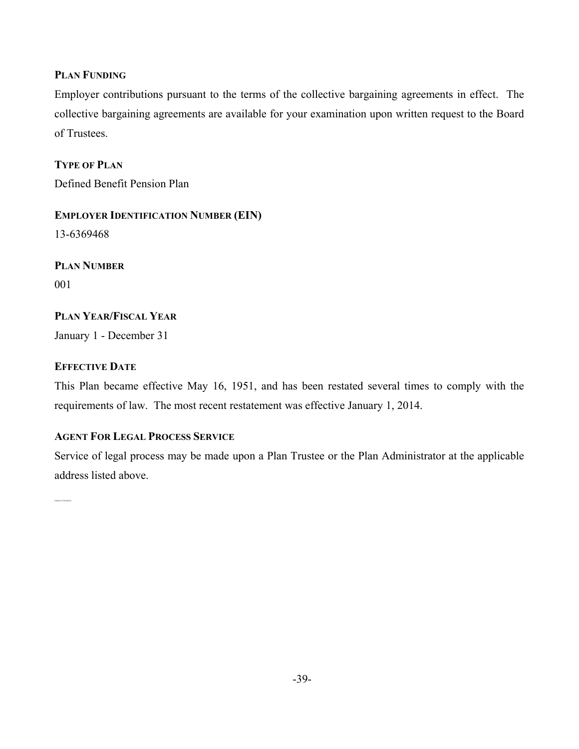**PLAN FUNDING**

Employer contributions pursuant to the terms of the collective bargaining agreements in effect. The collective bargaining agreements are available for your examination upon written request to the Board of Trustees.

**TYPE OF PLAN**

Defined Benefit Pension Plan

**EMPLOYER IDENTIFICATION NUMBER (EIN)**

13-6369468

**PLAN NUMBER**

001

**PLAN YEAR/FISCAL YEAR**

January 1 - December 31

**EFFECTIVE DATE**

This Plan became effective May 16, 1951, and has been restated several times to comply with the requirements of law. The most recent restatement was effective January 1, 2014.

**AGENT FOR LEGAL PROCESS SERVICE**

Service of legal process may be made upon a Plan Trustee or the Plan Administrator at the applicable address listed above.